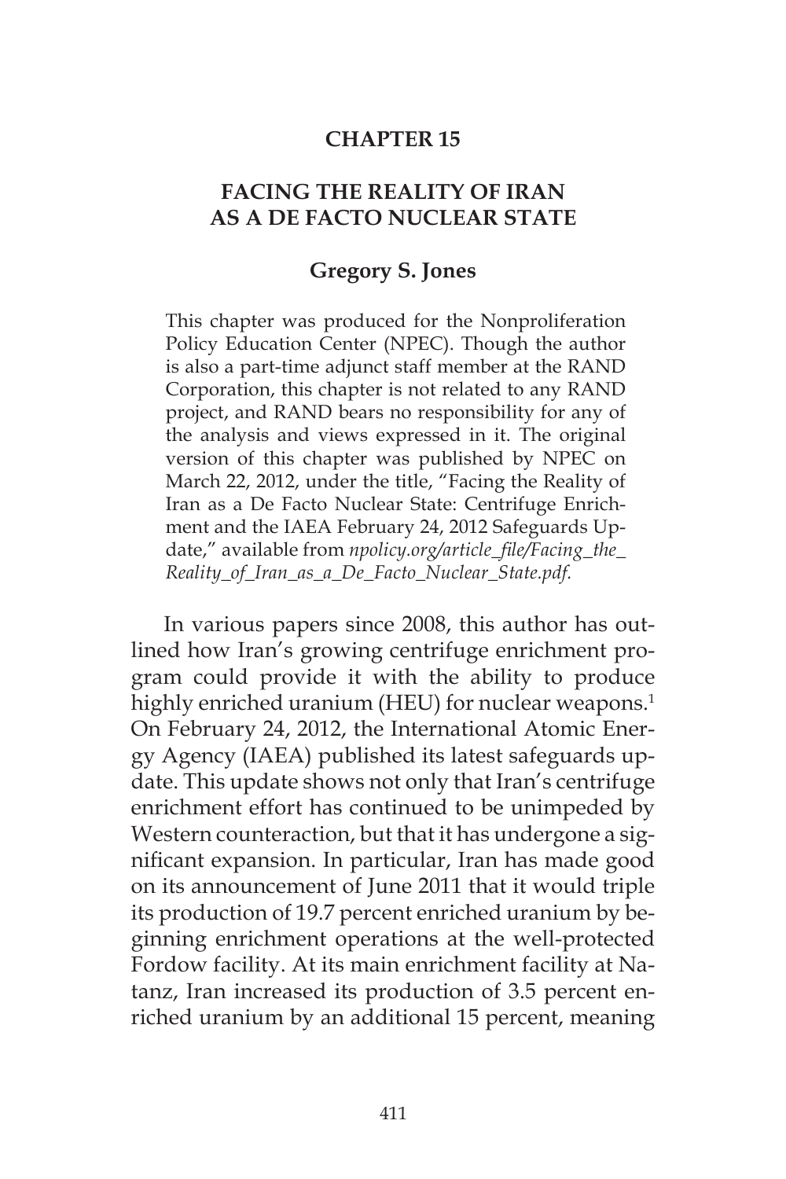# CHAPTER 15

## FACING THE REALITY OF IRAN AS A DE FACTO NUCLEAR STATE

### Gregory S. Jones

This chapter was produced for the Nonproliferation Policy Education Center (NPEC). Though the author is also a part-time adjunct staff member at the RAND Corporation, this chapter is not related to any RAND project, and RAND bears no responsibility for any of the analysis and views expressed in it. The original version of this chapter was published by NPEC on March 22, 2012, under the title, "Facing the Reality of Iran as a De Facto Nuclear State: Centrifuge Enrichment and the IAEA February 24, 2012 Safeguards Update," available from *npolicy.org/article_file/Facing_the_Reality_of_Iran_as_a_De_Facto_Nuclear_State.pdf.*

In various papers since 2008, this author has outlined how Iran's growing centrifuge enrichment program could provide it with the ability to produce highly enriched uranium (HEU) for nuclear weapons.[1] On February 24, 2012, the International Atomic Energy Agency (IAEA) published its latest safeguards update. This update shows not only that Iran's centrifuge enrichment effort has continued to be unimpeded by Western counteraction, but that it has undergone a significant expansion. In particular, Iran has made good on its announcement of June 2011 that it would triple its production of 19.7 percent enriched uranium by beginning enrichment operations at the well-protected Fordow facility. At its main enrichment facility at Natanz, Iran increased its production of 3.5 percent enriched uranium by an additional 15 percent, meaning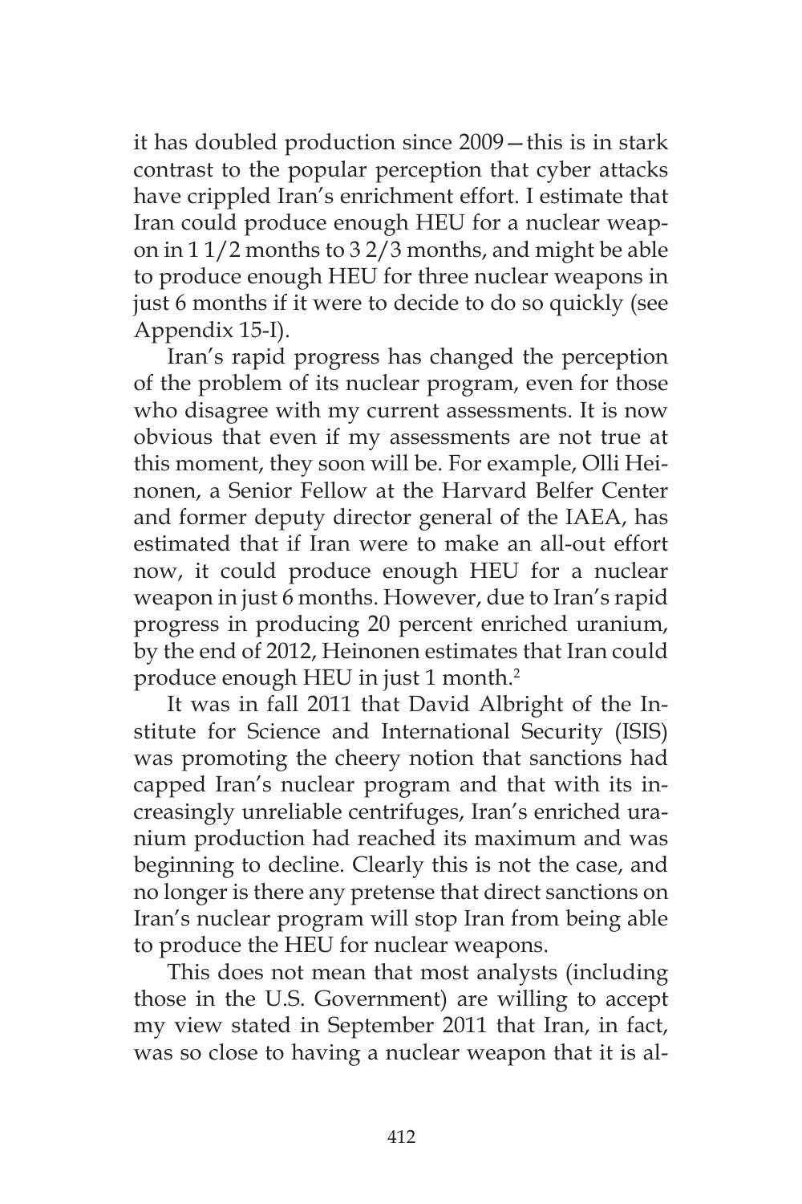it has doubled production since 2009—this is in stark contrast to the popular perception that cyber attacks have crippled Iran's enrichment effort. I estimate that Iran could produce enough HEU for a nuclear weapon in 1 1/2 months to 3 2/3 months, and might be able to produce enough HEU for three nuclear weapons in just 6 months if it were to decide to do so quickly (see Appendix 15-I).

Iran's rapid progress has changed the perception of the problem of its nuclear program, even for those who disagree with my current assessments. It is now obvious that even if my assessments are not true at this moment, they soon will be. For example, Olli Heinonen, a Senior Fellow at the Harvard Belfer Center and former deputy director general of the IAEA, has estimated that if Iran were to make an all-out effort now, it could produce enough HEU for a nuclear weapon in just 6 months. However, due to Iran's rapid progress in producing 20 percent enriched uranium, by the end of 2012, Heinonen estimates that Iran could produce enough HEU in just 1 month.[2]

It was in fall 2011 that David Albright of the Institute for Science and International Security (ISIS) was promoting the cheery notion that sanctions had capped Iran's nuclear program and that with its increasingly unreliable centrifuges, Iran's enriched uranium production had reached its maximum and was beginning to decline. Clearly this is not the case, and no longer is there any pretense that direct sanctions on Iran's nuclear program will stop Iran from being able to produce the HEU for nuclear weapons.

This does not mean that most analysts (including those in the U.S. Government) are willing to accept my view stated in September 2011 that Iran, in fact, was so close to having a nuclear weapon that it is al-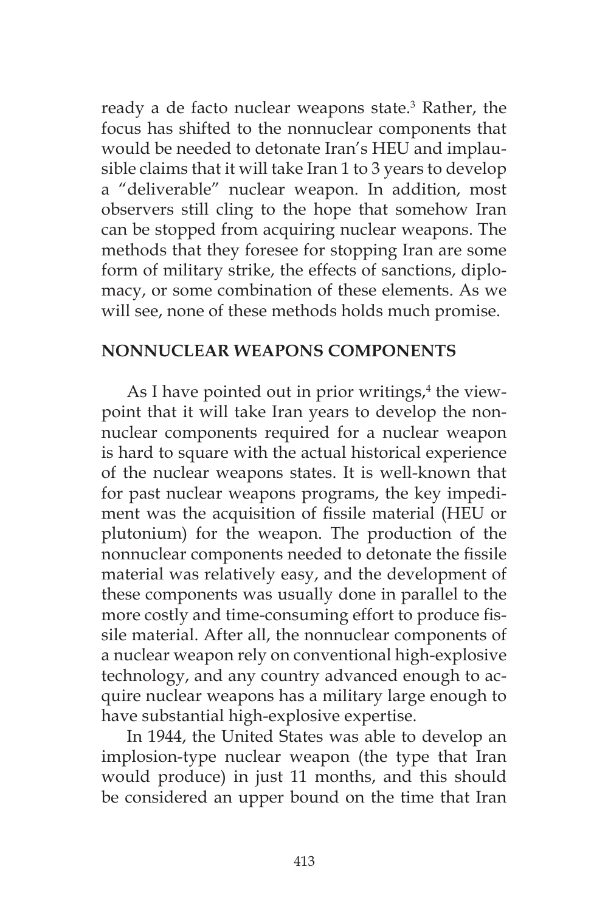ready a de facto nuclear weapons state.[3] Rather, the focus has shifted to the nonnuclear components that would be needed to detonate Iran's HEU and implausible claims that it will take Iran 1 to 3 years to develop a "deliverable" nuclear weapon. In addition, most observers still cling to the hope that somehow Iran can be stopped from acquiring nuclear weapons. The methods that they foresee for stopping Iran are some form of military strike, the effects of sanctions, diplomacy, or some combination of these elements. As we will see, none of these methods holds much promise.

## NONNUCLEAR WEAPONS COMPONENTS

As I have pointed out in prior writings,[4] the viewpoint that it will take Iran years to develop the nonnuclear components required for a nuclear weapon is hard to square with the actual historical experience of the nuclear weapons states. It is well-known that for past nuclear weapons programs, the key impediment was the acquisition of fissile material (HEU or plutonium) for the weapon. The production of the nonnuclear components needed to detonate the fissile material was relatively easy, and the development of these components was usually done in parallel to the more costly and time-consuming effort to produce fissile material. After all, the nonnuclear components of a nuclear weapon rely on conventional high-explosive technology, and any country advanced enough to acquire nuclear weapons has a military large enough to have substantial high-explosive expertise.

In 1944, the United States was able to develop an implosion-type nuclear weapon (the type that Iran would produce) in just 11 months, and this should be considered an upper bound on the time that Iran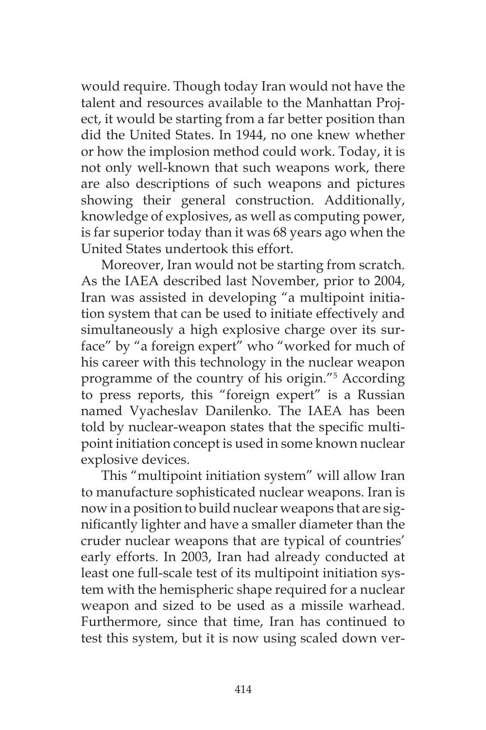would require. Though today Iran would not have the talent and resources available to the Manhattan Project, it would be starting from a far better position than did the United States. In 1944, no one knew whether or how the implosion method could work. Today, it is not only well-known that such weapons work, there are also descriptions of such weapons and pictures showing their general construction. Additionally, knowledge of explosives, as well as computing power, is far superior today than it was 68 years ago when the United States undertook this effort.

Moreover, Iran would not be starting from scratch. As the IAEA described last November, prior to 2004, Iran was assisted in developing "a multipoint initiation system that can be used to initiate effectively and simultaneously a high explosive charge over its surface" by "a foreign expert" who "worked for much of his career with this technology in the nuclear weapon programme of the country of his origin."[5] According to press reports, this "foreign expert" is a Russian named Vyacheslav Danilenko. The IAEA has been told by nuclear-weapon states that the specific multipoint initiation concept is used in some known nuclear explosive devices.

This "multipoint initiation system" will allow Iran to manufacture sophisticated nuclear weapons. Iran is now in a position to build nuclear weapons that are significantly lighter and have a smaller diameter than the cruder nuclear weapons that are typical of countries' early efforts. In 2003, Iran had already conducted at least one full-scale test of its multipoint initiation system with the hemispheric shape required for a nuclear weapon and sized to be used as a missile warhead. Furthermore, since that time, Iran has continued to test this system, but it is now using scaled down ver-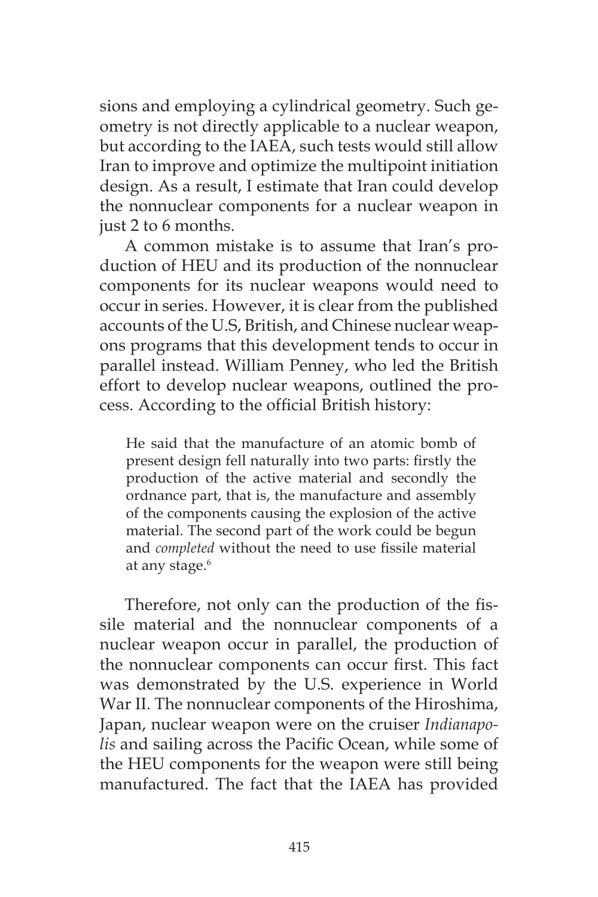sions and employing a cylindrical geometry. Such geometry is not directly applicable to a nuclear weapon, but according to the IAEA, such tests would still allow Iran to improve and optimize the multipoint initiation design. As a result, I estimate that Iran could develop the nonnuclear components for a nuclear weapon in just 2 to 6 months.

A common mistake is to assume that Iran's production of HEU and its production of the nonnuclear components for its nuclear weapons would need to occur in series. However, it is clear from the published accounts of the U.S, British, and Chinese nuclear weapons programs that this development tends to occur in parallel instead. William Penney, who led the British effort to develop nuclear weapons, outlined the process. According to the official British history:

> He said that the manufacture of an atomic bomb of present design fell naturally into two parts: firstly the production of the active material and secondly the ordnance part, that is, the manufacture and assembly of the components causing the explosion of the active material. The second part of the work could be begun and *completed* without the need to use fissile material at any stage.[6]

Therefore, not only can the production of the fissile material and the nonnuclear components of a nuclear weapon occur in parallel, the production of the nonnuclear components can occur first. This fact was demonstrated by the U.S. experience in World War II. The nonnuclear components of the Hiroshima, Japan, nuclear weapon were on the cruiser *Indianapolis* and sailing across the Pacific Ocean, while some of the HEU components for the weapon were still being manufactured. The fact that the IAEA has provided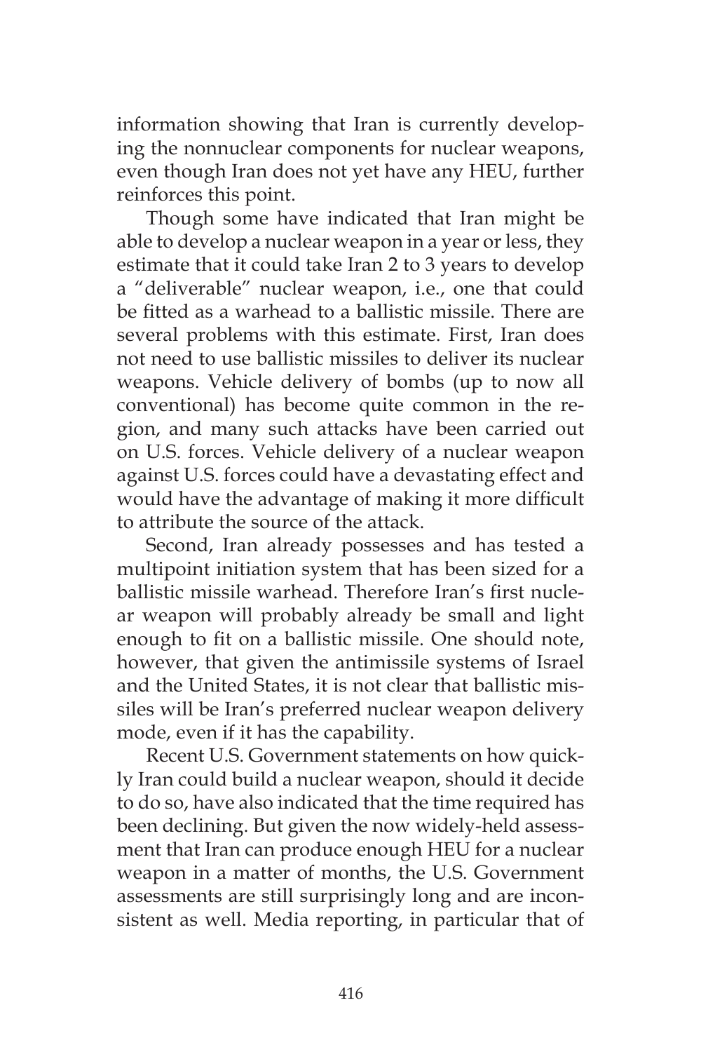information showing that Iran is currently developing the nonnuclear components for nuclear weapons, even though Iran does not yet have any HEU, further reinforces this point.

Though some have indicated that Iran might be able to develop a nuclear weapon in a year or less, they estimate that it could take Iran 2 to 3 years to develop a "deliverable" nuclear weapon, i.e., one that could be fitted as a warhead to a ballistic missile. There are several problems with this estimate. First, Iran does not need to use ballistic missiles to deliver its nuclear weapons. Vehicle delivery of bombs (up to now all conventional) has become quite common in the region, and many such attacks have been carried out on U.S. forces. Vehicle delivery of a nuclear weapon against U.S. forces could have a devastating effect and would have the advantage of making it more difficult to attribute the source of the attack.

Second, Iran already possesses and has tested a multipoint initiation system that has been sized for a ballistic missile warhead. Therefore Iran's first nuclear weapon will probably already be small and light enough to fit on a ballistic missile. One should note, however, that given the antimissile systems of Israel and the United States, it is not clear that ballistic missiles will be Iran's preferred nuclear weapon delivery mode, even if it has the capability.

Recent U.S. Government statements on how quickly Iran could build a nuclear weapon, should it decide to do so, have also indicated that the time required has been declining. But given the now widely-held assessment that Iran can produce enough HEU for a nuclear weapon in a matter of months, the U.S. Government assessments are still surprisingly long and are inconsistent as well. Media reporting, in particular that of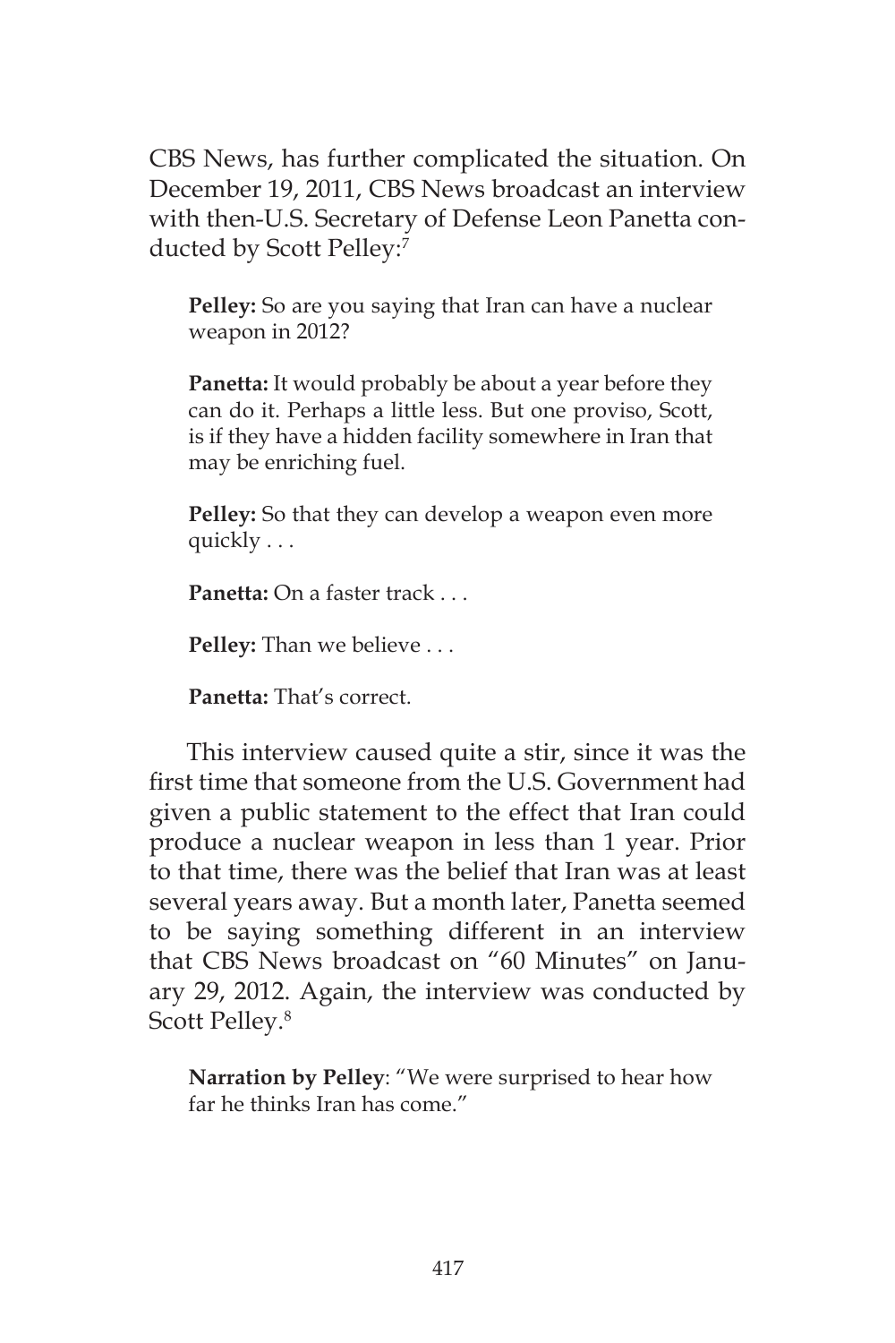CBS News, has further complicated the situation. On December 19, 2011, CBS News broadcast an interview with then-U.S. Secretary of Defense Leon Panetta conducted by Scott Pelley:[7]

> **Pelley:** So are you saying that Iran can have a nuclear weapon in 2012?
>
> **Panetta:** It would probably be about a year before they can do it. Perhaps a little less. But one proviso, Scott, is if they have a hidden facility somewhere in Iran that may be enriching fuel.
>
> **Pelley:** So that they can develop a weapon even more quickly . . .
>
> **Panetta:** On a faster track . . .
>
> **Pelley:** Than we believe . . .
>
> **Panetta:** That's correct.

This interview caused quite a stir, since it was the first time that someone from the U.S. Government had given a public statement to the effect that Iran could produce a nuclear weapon in less than 1 year. Prior to that time, there was the belief that Iran was at least several years away. But a month later, Panetta seemed to be saying something different in an interview that CBS News broadcast on "60 Minutes" on January 29, 2012. Again, the interview was conducted by Scott Pelley.[8]

> **Narration by Pelley**: "We were surprised to hear how far he thinks Iran has come."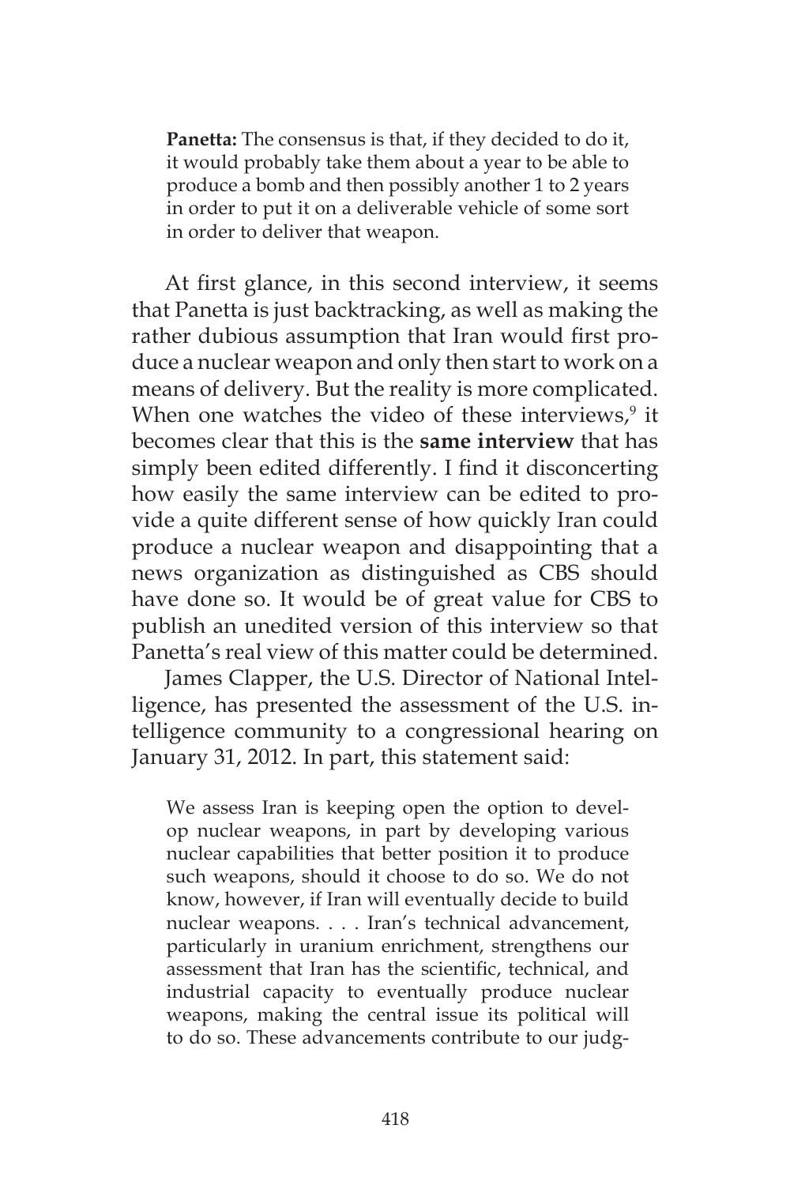> **Panetta:** The consensus is that, if they decided to do it, it would probably take them about a year to be able to produce a bomb and then possibly another 1 to 2 years in order to put it on a deliverable vehicle of some sort in order to deliver that weapon.

At first glance, in this second interview, it seems that Panetta is just backtracking, as well as making the rather dubious assumption that Iran would first produce a nuclear weapon and only then start to work on a means of delivery. But the reality is more complicated. When one watches the video of these interviews,[9] it becomes clear that this is the **same interview** that has simply been edited differently. I find it disconcerting how easily the same interview can be edited to provide a quite different sense of how quickly Iran could produce a nuclear weapon and disappointing that a news organization as distinguished as CBS should have done so. It would be of great value for CBS to publish an unedited version of this interview so that Panetta's real view of this matter could be determined.

James Clapper, the U.S. Director of National Intelligence, has presented the assessment of the U.S. intelligence community to a congressional hearing on January 31, 2012. In part, this statement said:

> We assess Iran is keeping open the option to develop nuclear weapons, in part by developing various nuclear capabilities that better position it to produce such weapons, should it choose to do so. We do not know, however, if Iran will eventually decide to build nuclear weapons. . . . Iran's technical advancement, particularly in uranium enrichment, strengthens our assessment that Iran has the scientific, technical, and industrial capacity to eventually produce nuclear weapons, making the central issue its political will to do so. These advancements contribute to our judg-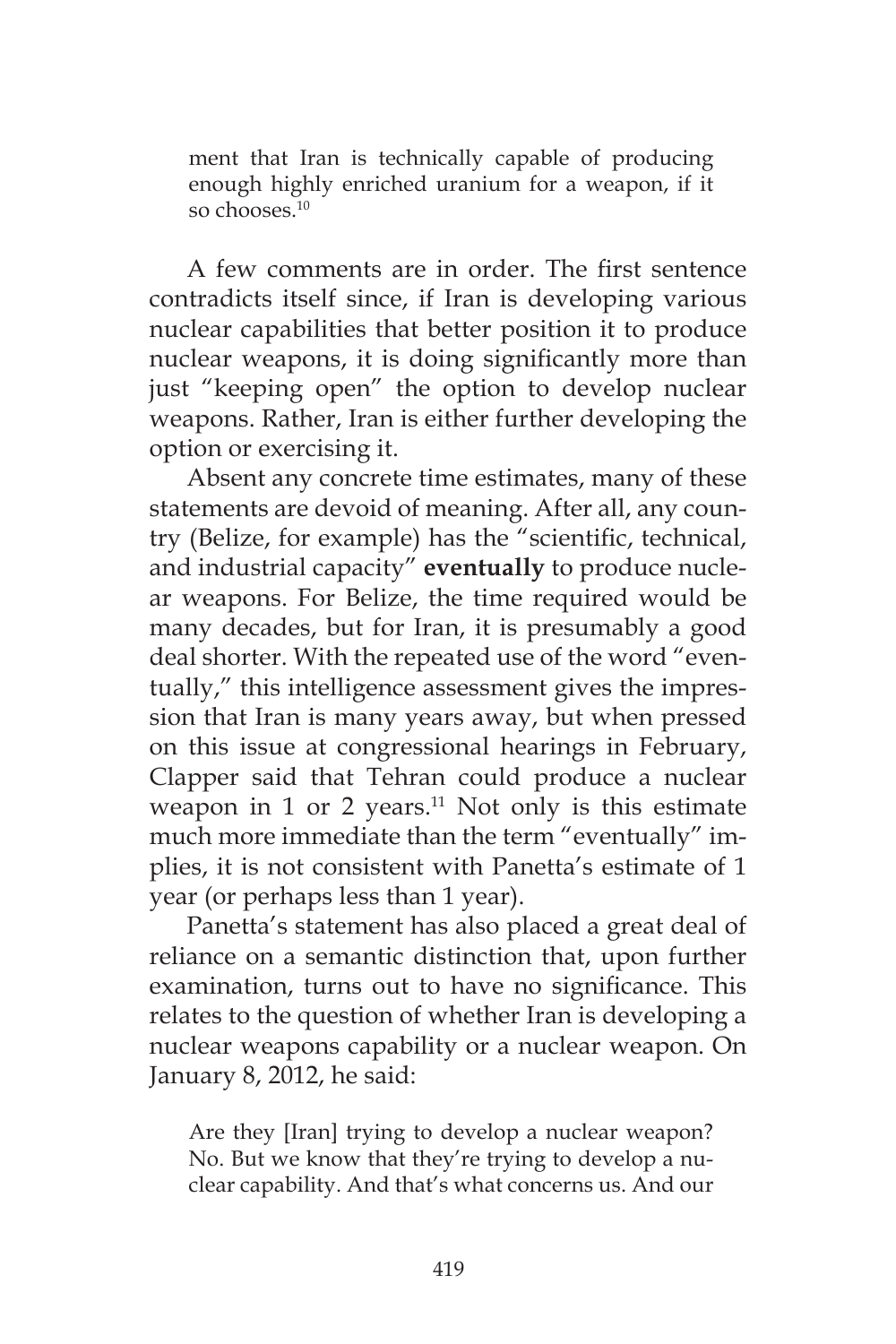> ment that Iran is technically capable of producing enough highly enriched uranium for a weapon, if it so chooses.[10]

A few comments are in order. The first sentence contradicts itself since, if Iran is developing various nuclear capabilities that better position it to produce nuclear weapons, it is doing significantly more than just "keeping open" the option to develop nuclear weapons. Rather, Iran is either further developing the option or exercising it.

Absent any concrete time estimates, many of these statements are devoid of meaning. After all, any country (Belize, for example) has the "scientific, technical, and industrial capacity" **eventually** to produce nuclear weapons. For Belize, the time required would be many decades, but for Iran, it is presumably a good deal shorter. With the repeated use of the word "eventually," this intelligence assessment gives the impression that Iran is many years away, but when pressed on this issue at congressional hearings in February, Clapper said that Tehran could produce a nuclear weapon in 1 or 2 years.[11] Not only is this estimate much more immediate than the term "eventually" implies, it is not consistent with Panetta's estimate of 1 year (or perhaps less than 1 year).

Panetta's statement has also placed a great deal of reliance on a semantic distinction that, upon further examination, turns out to have no significance. This relates to the question of whether Iran is developing a nuclear weapons capability or a nuclear weapon. On January 8, 2012, he said:

> Are they [Iran] trying to develop a nuclear weapon? No. But we know that they're trying to develop a nuclear capability. And that's what concerns us. And our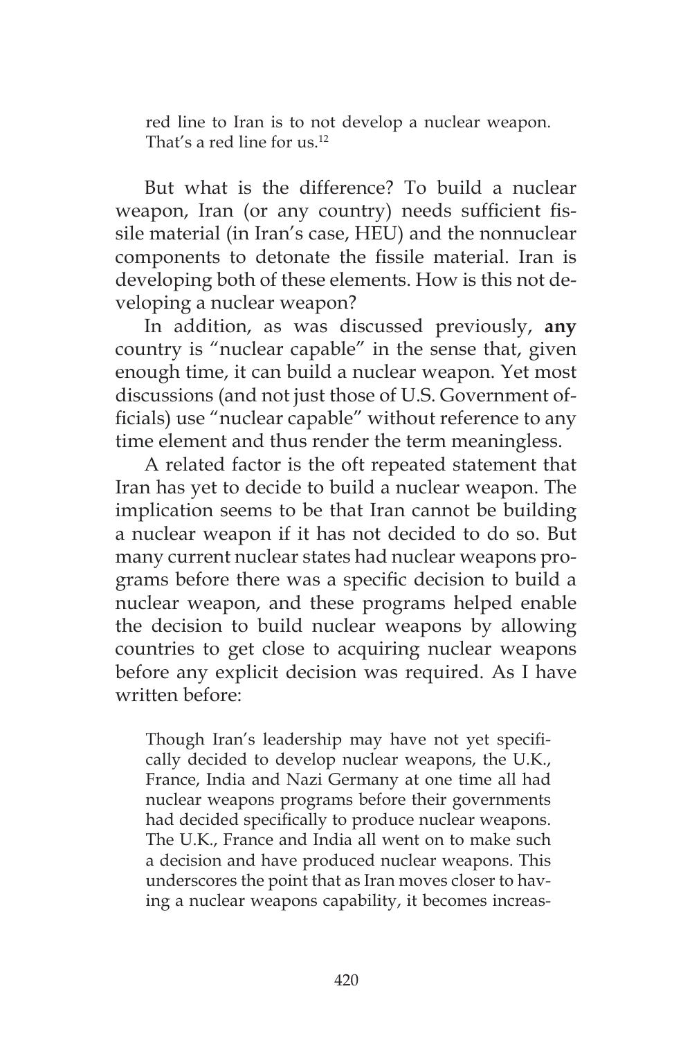> red line to Iran is to not develop a nuclear weapon. That's a red line for us.[12]

But what is the difference? To build a nuclear weapon, Iran (or any country) needs sufficient fissile material (in Iran's case, HEU) and the nonnuclear components to detonate the fissile material. Iran is developing both of these elements. How is this not developing a nuclear weapon?

In addition, as was discussed previously, **any** country is "nuclear capable" in the sense that, given enough time, it can build a nuclear weapon. Yet most discussions (and not just those of U.S. Government officials) use "nuclear capable" without reference to any time element and thus render the term meaningless.

A related factor is the oft repeated statement that Iran has yet to decide to build a nuclear weapon. The implication seems to be that Iran cannot be building a nuclear weapon if it has not decided to do so. But many current nuclear states had nuclear weapons programs before there was a specific decision to build a nuclear weapon, and these programs helped enable the decision to build nuclear weapons by allowing countries to get close to acquiring nuclear weapons before any explicit decision was required. As I have written before:

> Though Iran's leadership may have not yet specifically decided to develop nuclear weapons, the U.K., France, India and Nazi Germany at one time all had nuclear weapons programs before their governments had decided specifically to produce nuclear weapons. The U.K., France and India all went on to make such a decision and have produced nuclear weapons. This underscores the point that as Iran moves closer to having a nuclear weapons capability, it becomes increas-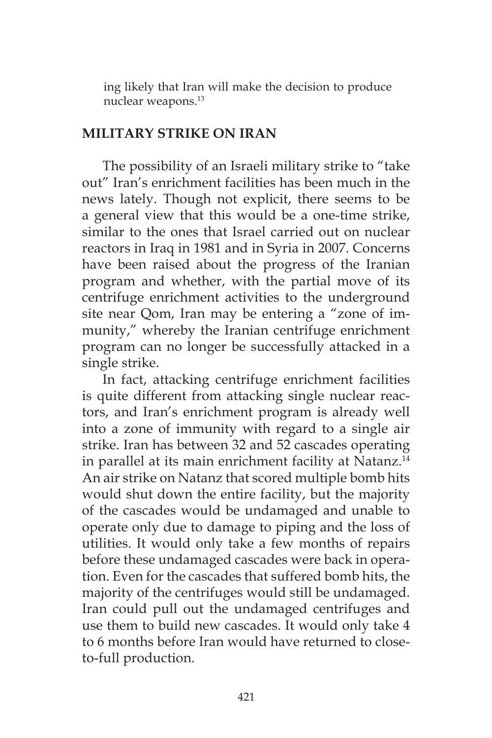ing likely that Iran will make the decision to produce nuclear weapons.[13]

## MILITARY STRIKE ON IRAN

The possibility of an Israeli military strike to "take out" Iran's enrichment facilities has been much in the news lately. Though not explicit, there seems to be a general view that this would be a one-time strike, similar to the ones that Israel carried out on nuclear reactors in Iraq in 1981 and in Syria in 2007. Concerns have been raised about the progress of the Iranian program and whether, with the partial move of its centrifuge enrichment activities to the underground site near Qom, Iran may be entering a "zone of immunity," whereby the Iranian centrifuge enrichment program can no longer be successfully attacked in a single strike.

In fact, attacking centrifuge enrichment facilities is quite different from attacking single nuclear reactors, and Iran's enrichment program is already well into a zone of immunity with regard to a single air strike. Iran has between 32 and 52 cascades operating in parallel at its main enrichment facility at Natanz.[14] An air strike on Natanz that scored multiple bomb hits would shut down the entire facility, but the majority of the cascades would be undamaged and unable to operate only due to damage to piping and the loss of utilities. It would only take a few months of repairs before these undamaged cascades were back in operation. Even for the cascades that suffered bomb hits, the majority of the centrifuges would still be undamaged. Iran could pull out the undamaged centrifuges and use them to build new cascades. It would only take 4 to 6 months before Iran would have returned to close-to-full production.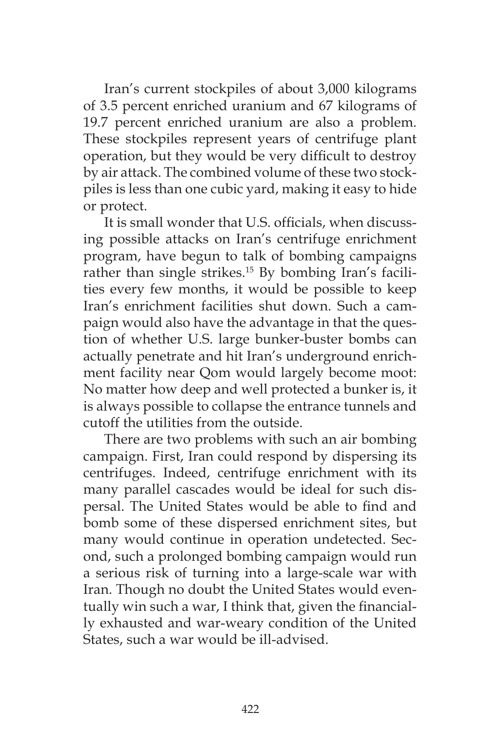Iran's current stockpiles of about 3,000 kilograms of 3.5 percent enriched uranium and 67 kilograms of 19.7 percent enriched uranium are also a problem. These stockpiles represent years of centrifuge plant operation, but they would be very difficult to destroy by air attack. The combined volume of these two stockpiles is less than one cubic yard, making it easy to hide or protect.

It is small wonder that U.S. officials, when discussing possible attacks on Iran's centrifuge enrichment program, have begun to talk of bombing campaigns rather than single strikes.[15] By bombing Iran's facilities every few months, it would be possible to keep Iran's enrichment facilities shut down. Such a campaign would also have the advantage in that the question of whether U.S. large bunker-buster bombs can actually penetrate and hit Iran's underground enrichment facility near Qom would largely become moot: No matter how deep and well protected a bunker is, it is always possible to collapse the entrance tunnels and cutoff the utilities from the outside.

There are two problems with such an air bombing campaign. First, Iran could respond by dispersing its centrifuges. Indeed, centrifuge enrichment with its many parallel cascades would be ideal for such dispersal. The United States would be able to find and bomb some of these dispersed enrichment sites, but many would continue in operation undetected. Second, such a prolonged bombing campaign would run a serious risk of turning into a large-scale war with Iran. Though no doubt the United States would eventually win such a war, I think that, given the financially exhausted and war-weary condition of the United States, such a war would be ill-advised.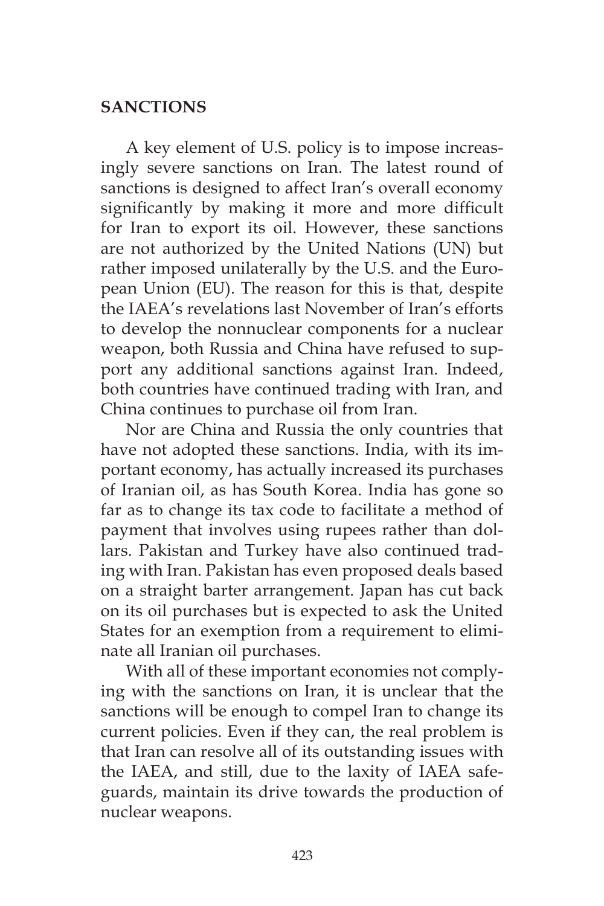## SANCTIONS

A key element of U.S. policy is to impose increasingly severe sanctions on Iran. The latest round of sanctions is designed to affect Iran's overall economy significantly by making it more and more difficult for Iran to export its oil. However, these sanctions are not authorized by the United Nations (UN) but rather imposed unilaterally by the U.S. and the European Union (EU). The reason for this is that, despite the IAEA's revelations last November of Iran's efforts to develop the nonnuclear components for a nuclear weapon, both Russia and China have refused to support any additional sanctions against Iran. Indeed, both countries have continued trading with Iran, and China continues to purchase oil from Iran.

Nor are China and Russia the only countries that have not adopted these sanctions. India, with its important economy, has actually increased its purchases of Iranian oil, as has South Korea. India has gone so far as to change its tax code to facilitate a method of payment that involves using rupees rather than dollars. Pakistan and Turkey have also continued trading with Iran. Pakistan has even proposed deals based on a straight barter arrangement. Japan has cut back on its oil purchases but is expected to ask the United States for an exemption from a requirement to eliminate all Iranian oil purchases.

With all of these important economies not complying with the sanctions on Iran, it is unclear that the sanctions will be enough to compel Iran to change its current policies. Even if they can, the real problem is that Iran can resolve all of its outstanding issues with the IAEA, and still, due to the laxity of IAEA safeguards, maintain its drive towards the production of nuclear weapons.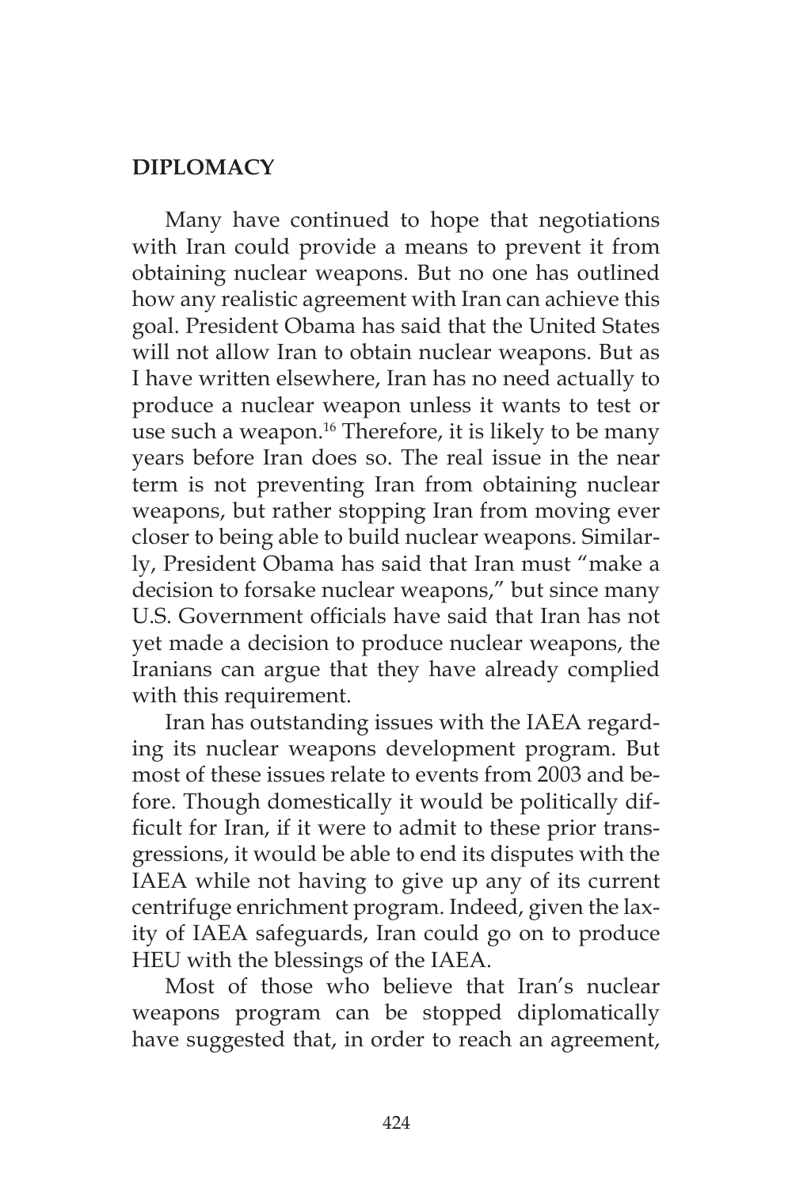## DIPLOMACY

Many have continued to hope that negotiations with Iran could provide a means to prevent it from obtaining nuclear weapons. But no one has outlined how any realistic agreement with Iran can achieve this goal. President Obama has said that the United States will not allow Iran to obtain nuclear weapons. But as I have written elsewhere, Iran has no need actually to produce a nuclear weapon unless it wants to test or use such a weapon.[16] Therefore, it is likely to be many years before Iran does so. The real issue in the near term is not preventing Iran from obtaining nuclear weapons, but rather stopping Iran from moving ever closer to being able to build nuclear weapons. Similarly, President Obama has said that Iran must "make a decision to forsake nuclear weapons," but since many U.S. Government officials have said that Iran has not yet made a decision to produce nuclear weapons, the Iranians can argue that they have already complied with this requirement.

Iran has outstanding issues with the IAEA regarding its nuclear weapons development program. But most of these issues relate to events from 2003 and before. Though domestically it would be politically difficult for Iran, if it were to admit to these prior transgressions, it would be able to end its disputes with the IAEA while not having to give up any of its current centrifuge enrichment program. Indeed, given the laxity of IAEA safeguards, Iran could go on to produce HEU with the blessings of the IAEA.

Most of those who believe that Iran's nuclear weapons program can be stopped diplomatically have suggested that, in order to reach an agreement,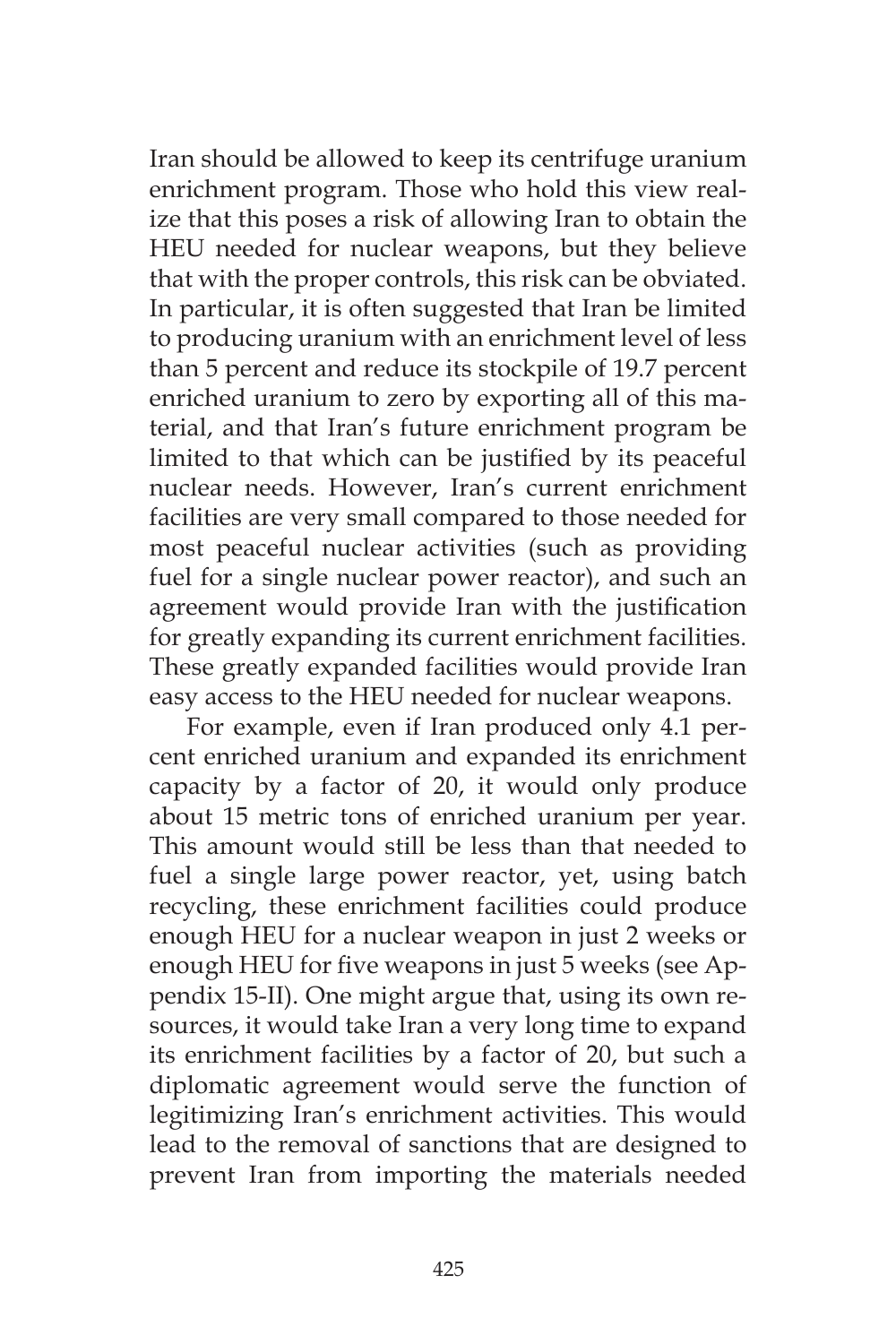Iran should be allowed to keep its centrifuge uranium enrichment program. Those who hold this view realize that this poses a risk of allowing Iran to obtain the HEU needed for nuclear weapons, but they believe that with the proper controls, this risk can be obviated. In particular, it is often suggested that Iran be limited to producing uranium with an enrichment level of less than 5 percent and reduce its stockpile of 19.7 percent enriched uranium to zero by exporting all of this material, and that Iran's future enrichment program be limited to that which can be justified by its peaceful nuclear needs. However, Iran's current enrichment facilities are very small compared to those needed for most peaceful nuclear activities (such as providing fuel for a single nuclear power reactor), and such an agreement would provide Iran with the justification for greatly expanding its current enrichment facilities. These greatly expanded facilities would provide Iran easy access to the HEU needed for nuclear weapons.

For example, even if Iran produced only 4.1 percent enriched uranium and expanded its enrichment capacity by a factor of 20, it would only produce about 15 metric tons of enriched uranium per year. This amount would still be less than that needed to fuel a single large power reactor, yet, using batch recycling, these enrichment facilities could produce enough HEU for a nuclear weapon in just 2 weeks or enough HEU for five weapons in just 5 weeks (see Appendix 15-II). One might argue that, using its own resources, it would take Iran a very long time to expand its enrichment facilities by a factor of 20, but such a diplomatic agreement would serve the function of legitimizing Iran's enrichment activities. This would lead to the removal of sanctions that are designed to prevent Iran from importing the materials needed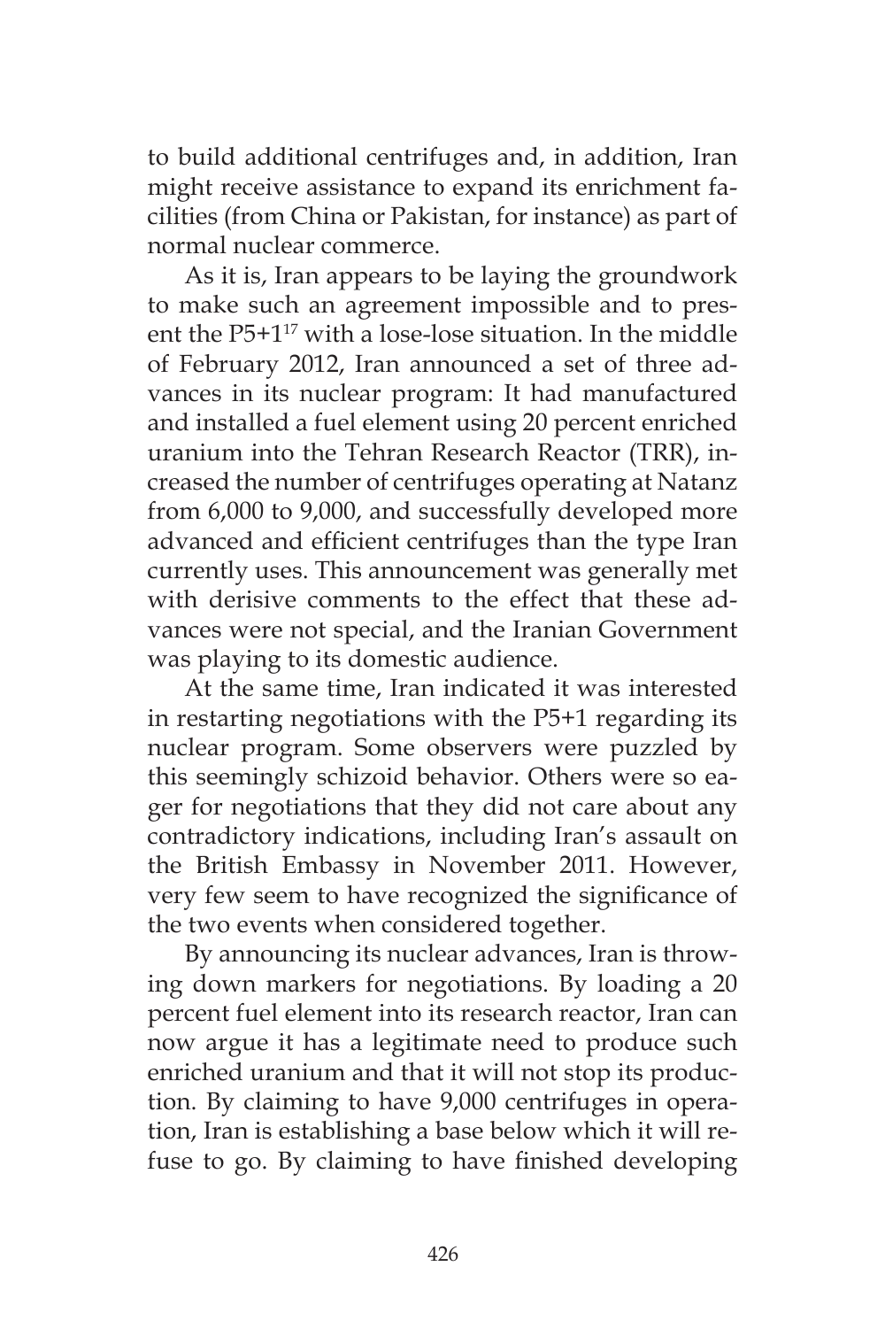to build additional centrifuges and, in addition, Iran might receive assistance to expand its enrichment facilities (from China or Pakistan, for instance) as part of normal nuclear commerce.

As it is, Iran appears to be laying the groundwork to make such an agreement impossible and to present the P5+1[17] with a lose-lose situation. In the middle of February 2012, Iran announced a set of three advances in its nuclear program: It had manufactured and installed a fuel element using 20 percent enriched uranium into the Tehran Research Reactor (TRR), increased the number of centrifuges operating at Natanz from 6,000 to 9,000, and successfully developed more advanced and efficient centrifuges than the type Iran currently uses. This announcement was generally met with derisive comments to the effect that these advances were not special, and the Iranian Government was playing to its domestic audience.

At the same time, Iran indicated it was interested in restarting negotiations with the P5+1 regarding its nuclear program. Some observers were puzzled by this seemingly schizoid behavior. Others were so eager for negotiations that they did not care about any contradictory indications, including Iran's assault on the British Embassy in November 2011. However, very few seem to have recognized the significance of the two events when considered together.

By announcing its nuclear advances, Iran is throwing down markers for negotiations. By loading a 20 percent fuel element into its research reactor, Iran can now argue it has a legitimate need to produce such enriched uranium and that it will not stop its production. By claiming to have 9,000 centrifuges in operation, Iran is establishing a base below which it will refuse to go. By claiming to have finished developing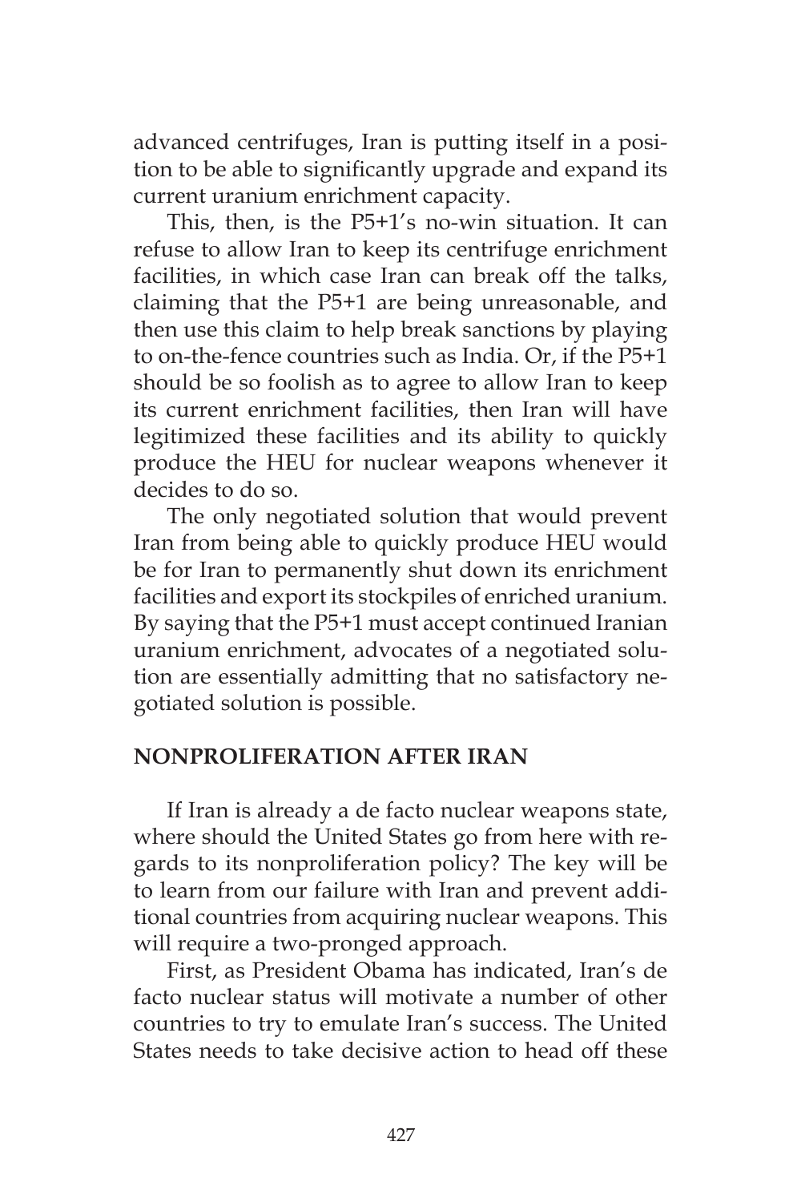advanced centrifuges, Iran is putting itself in a position to be able to significantly upgrade and expand its current uranium enrichment capacity.

This, then, is the P5+1's no-win situation. It can refuse to allow Iran to keep its centrifuge enrichment facilities, in which case Iran can break off the talks, claiming that the P5+1 are being unreasonable, and then use this claim to help break sanctions by playing to on-the-fence countries such as India. Or, if the P5+1 should be so foolish as to agree to allow Iran to keep its current enrichment facilities, then Iran will have legitimized these facilities and its ability to quickly produce the HEU for nuclear weapons whenever it decides to do so.

The only negotiated solution that would prevent Iran from being able to quickly produce HEU would be for Iran to permanently shut down its enrichment facilities and export its stockpiles of enriched uranium. By saying that the P5+1 must accept continued Iranian uranium enrichment, advocates of a negotiated solution are essentially admitting that no satisfactory negotiated solution is possible.

## NONPROLIFERATION AFTER IRAN

If Iran is already a de facto nuclear weapons state, where should the United States go from here with regards to its nonproliferation policy? The key will be to learn from our failure with Iran and prevent additional countries from acquiring nuclear weapons. This will require a two-pronged approach.

First, as President Obama has indicated, Iran's de facto nuclear status will motivate a number of other countries to try to emulate Iran's success. The United States needs to take decisive action to head off these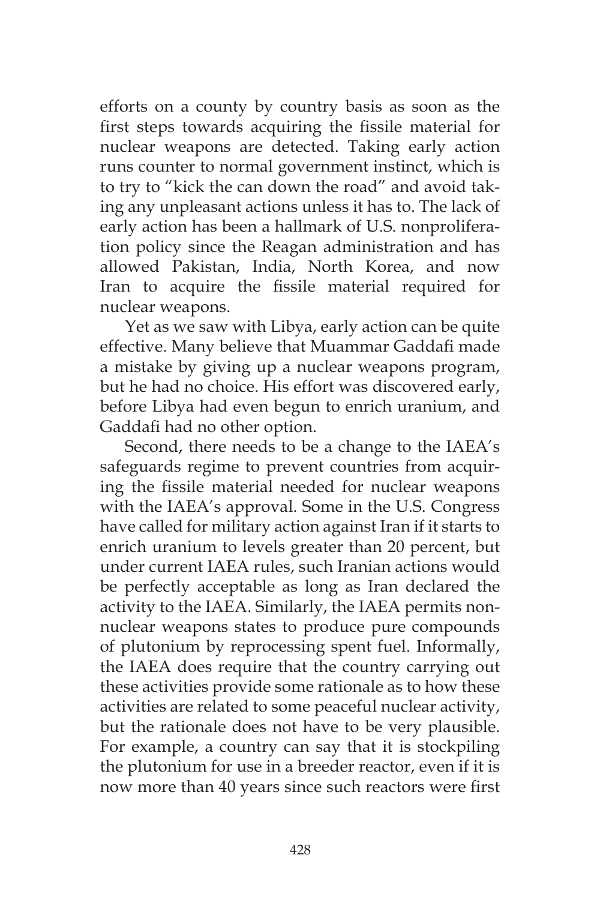efforts on a county by country basis as soon as the first steps towards acquiring the fissile material for nuclear weapons are detected. Taking early action runs counter to normal government instinct, which is to try to "kick the can down the road" and avoid taking any unpleasant actions unless it has to. The lack of early action has been a hallmark of U.S. nonproliferation policy since the Reagan administration and has allowed Pakistan, India, North Korea, and now Iran to acquire the fissile material required for nuclear weapons.

Yet as we saw with Libya, early action can be quite effective. Many believe that Muammar Gaddafi made a mistake by giving up a nuclear weapons program, but he had no choice. His effort was discovered early, before Libya had even begun to enrich uranium, and Gaddafi had no other option.

Second, there needs to be a change to the IAEA's safeguards regime to prevent countries from acquiring the fissile material needed for nuclear weapons with the IAEA's approval. Some in the U.S. Congress have called for military action against Iran if it starts to enrich uranium to levels greater than 20 percent, but under current IAEA rules, such Iranian actions would be perfectly acceptable as long as Iran declared the activity to the IAEA. Similarly, the IAEA permits non-nuclear weapons states to produce pure compounds of plutonium by reprocessing spent fuel. Informally, the IAEA does require that the country carrying out these activities provide some rationale as to how these activities are related to some peaceful nuclear activity, but the rationale does not have to be very plausible. For example, a country can say that it is stockpiling the plutonium for use in a breeder reactor, even if it is now more than 40 years since such reactors were first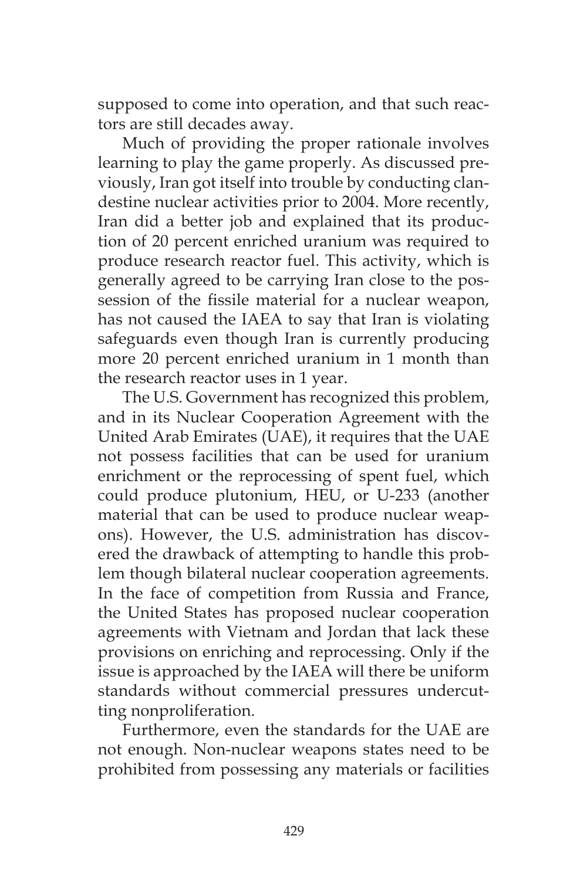supposed to come into operation, and that such reactors are still decades away.

Much of providing the proper rationale involves learning to play the game properly. As discussed previously, Iran got itself into trouble by conducting clandestine nuclear activities prior to 2004. More recently, Iran did a better job and explained that its production of 20 percent enriched uranium was required to produce research reactor fuel. This activity, which is generally agreed to be carrying Iran close to the possession of the fissile material for a nuclear weapon, has not caused the IAEA to say that Iran is violating safeguards even though Iran is currently producing more 20 percent enriched uranium in 1 month than the research reactor uses in 1 year.

The U.S. Government has recognized this problem, and in its Nuclear Cooperation Agreement with the United Arab Emirates (UAE), it requires that the UAE not possess facilities that can be used for uranium enrichment or the reprocessing of spent fuel, which could produce plutonium, HEU, or U-233 (another material that can be used to produce nuclear weapons). However, the U.S. administration has discovered the drawback of attempting to handle this problem though bilateral nuclear cooperation agreements. In the face of competition from Russia and France, the United States has proposed nuclear cooperation agreements with Vietnam and Jordan that lack these provisions on enriching and reprocessing. Only if the issue is approached by the IAEA will there be uniform standards without commercial pressures undercutting nonproliferation.

Furthermore, even the standards for the UAE are not enough. Non-nuclear weapons states need to be prohibited from possessing any materials or facilities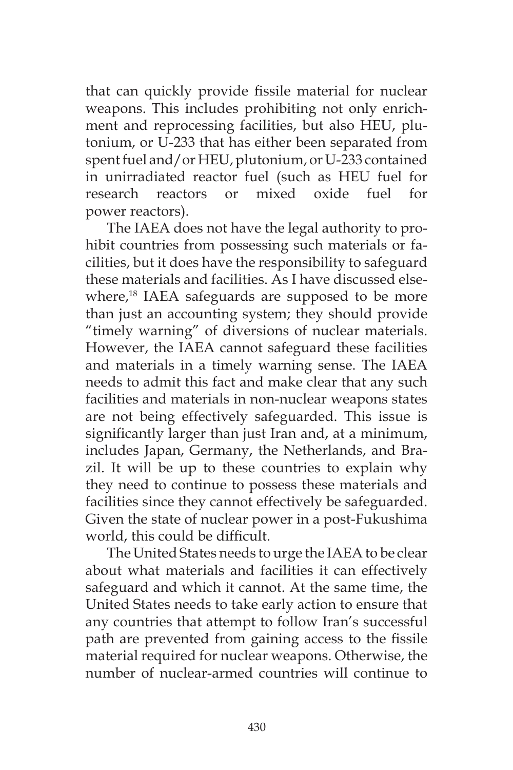that can quickly provide fissile material for nuclear weapons. This includes prohibiting not only enrichment and reprocessing facilities, but also HEU, plutonium, or U-233 that has either been separated from spent fuel and/or HEU, plutonium, or U-233 contained in unirradiated reactor fuel (such as HEU fuel for research reactors or mixed oxide fuel for power reactors).

The IAEA does not have the legal authority to prohibit countries from possessing such materials or facilities, but it does have the responsibility to safeguard these materials and facilities. As I have discussed elsewhere,[18] IAEA safeguards are supposed to be more than just an accounting system; they should provide "timely warning" of diversions of nuclear materials. However, the IAEA cannot safeguard these facilities and materials in a timely warning sense. The IAEA needs to admit this fact and make clear that any such facilities and materials in non-nuclear weapons states are not being effectively safeguarded. This issue is significantly larger than just Iran and, at a minimum, includes Japan, Germany, the Netherlands, and Brazil. It will be up to these countries to explain why they need to continue to possess these materials and facilities since they cannot effectively be safeguarded. Given the state of nuclear power in a post-Fukushima world, this could be difficult.

The United States needs to urge the IAEA to be clear about what materials and facilities it can effectively safeguard and which it cannot. At the same time, the United States needs to take early action to ensure that any countries that attempt to follow Iran's successful path are prevented from gaining access to the fissile material required for nuclear weapons. Otherwise, the number of nuclear-armed countries will continue to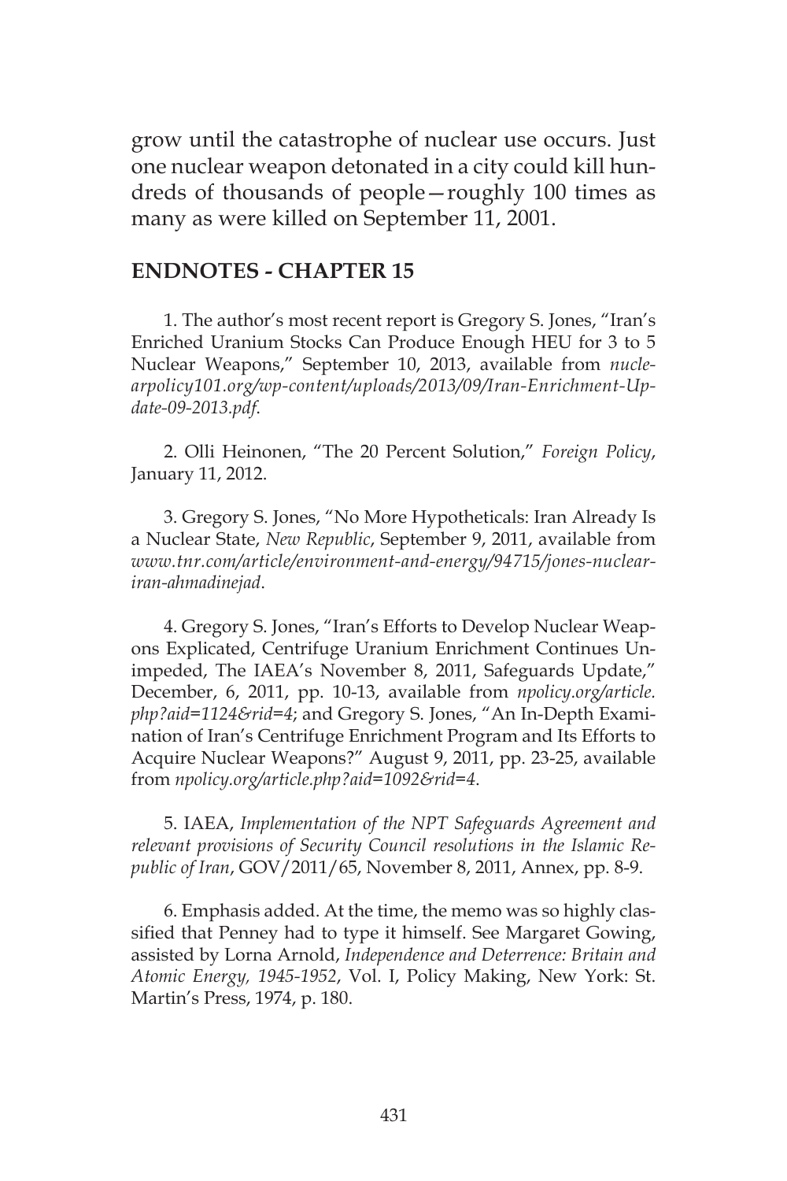grow until the catastrophe of nuclear use occurs. Just one nuclear weapon detonated in a city could kill hundreds of thousands of people—roughly 100 times as many as were killed on September 11, 2001.

## ENDNOTES - CHAPTER 15

1. The author's most recent report is Gregory S. Jones, "Iran's Enriched Uranium Stocks Can Produce Enough HEU for 3 to 5 Nuclear Weapons," September 10, 2013, available from *nuclearpolicy101.org/wp-content/uploads/2013/09/Iran-Enrichment-Update-09-2013.pdf*.

2. Olli Heinonen, "The 20 Percent Solution," *Foreign Policy*, January 11, 2012.

3. Gregory S. Jones, "No More Hypotheticals: Iran Already Is a Nuclear State, *New Republic*, September 9, 2011, available from *www.tnr.com/article/environment-and-energy/94715/jones-nuclear-iran-ahmadinejad*.

4. Gregory S. Jones, "Iran's Efforts to Develop Nuclear Weapons Explicated, Centrifuge Uranium Enrichment Continues Unimpeded, The IAEA's November 8, 2011, Safeguards Update," December, 6, 2011, pp. 10-13, available from *npolicy.org/article.php?aid=1124&rid=4*; and Gregory S. Jones, "An In-Depth Examination of Iran's Centrifuge Enrichment Program and Its Efforts to Acquire Nuclear Weapons?" August 9, 2011, pp. 23-25, available from *npolicy.org/article.php?aid=1092&rid=4*.

5. IAEA, *Implementation of the NPT Safeguards Agreement and relevant provisions of Security Council resolutions in the Islamic Republic of Iran*, GOV/2011/65, November 8, 2011, Annex, pp. 8-9.

6. Emphasis added. At the time, the memo was so highly classified that Penney had to type it himself. See Margaret Gowing, assisted by Lorna Arnold, *Independence and Deterrence: Britain and Atomic Energy, 1945-1952*, Vol. I, Policy Making, New York: St. Martin's Press, 1974, p. 180.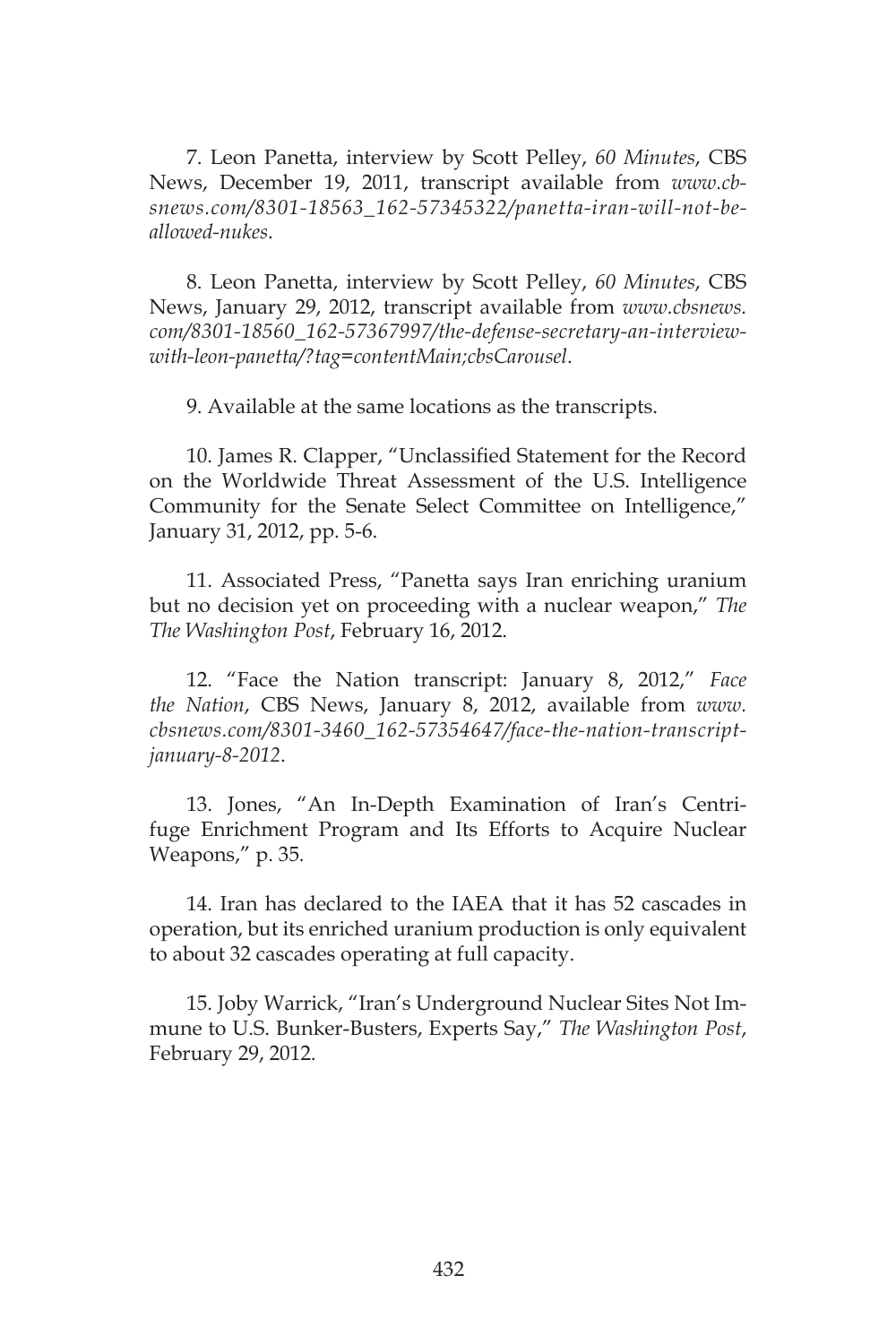7. Leon Panetta, interview by Scott Pelley, *60 Minutes*, CBS News, December 19, 2011, transcript available from *www.cbsnews.com/8301-18563_162-57345322/panetta-iran-will-not-be-allowed-nukes*.

8. Leon Panetta, interview by Scott Pelley, *60 Minutes*, CBS News, January 29, 2012, transcript available from *www.cbsnews.com/8301-18560_162-57367997/the-defense-secretary-an-interview-with-leon-panetta/?tag=contentMain;cbsCarousel*.

9. Available at the same locations as the transcripts.

10. James R. Clapper, "Unclassified Statement for the Record on the Worldwide Threat Assessment of the U.S. Intelligence Community for the Senate Select Committee on Intelligence," January 31, 2012, pp. 5-6.

11. Associated Press, "Panetta says Iran enriching uranium but no decision yet on proceeding with a nuclear weapon," *The The Washington Post*, February 16, 2012.

12. "Face the Nation transcript: January 8, 2012," *Face the Nation*, CBS News, January 8, 2012, available from *www.cbsnews.com/8301-3460_162-57354647/face-the-nation-transcript-january-8-2012*.

13. Jones, "An In-Depth Examination of Iran's Centrifuge Enrichment Program and Its Efforts to Acquire Nuclear Weapons," p. 35.

14. Iran has declared to the IAEA that it has 52 cascades in operation, but its enriched uranium production is only equivalent to about 32 cascades operating at full capacity.

15. Joby Warrick, "Iran's Underground Nuclear Sites Not Immune to U.S. Bunker-Busters, Experts Say," *The Washington Post*, February 29, 2012.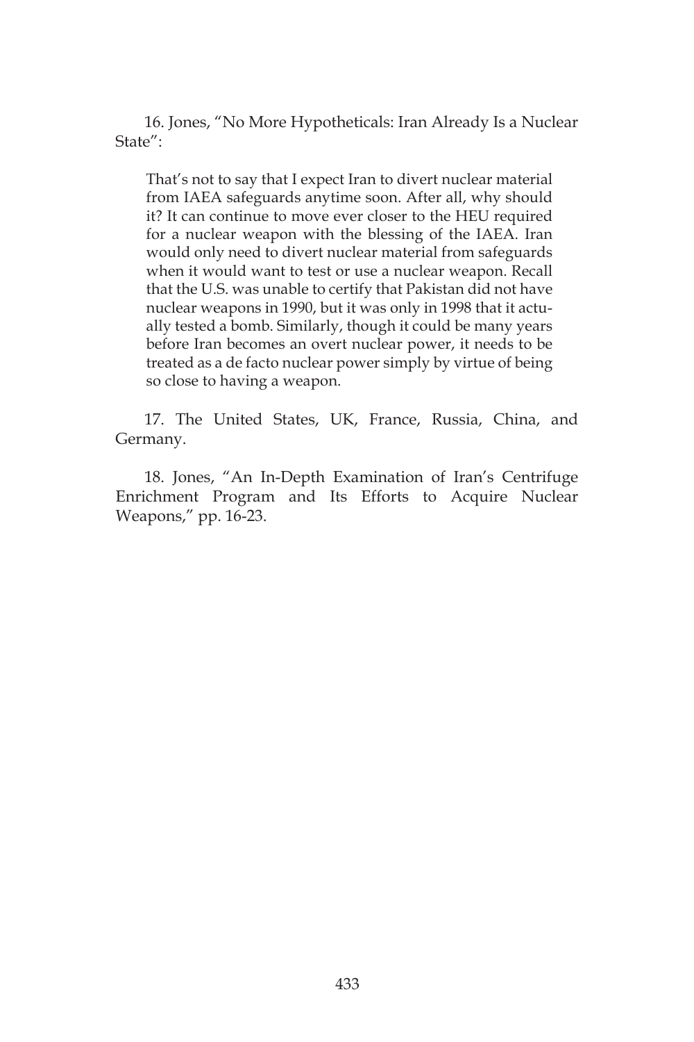16. Jones, "No More Hypotheticals: Iran Already Is a Nuclear State":

> That's not to say that I expect Iran to divert nuclear material from IAEA safeguards anytime soon. After all, why should it? It can continue to move ever closer to the HEU required for a nuclear weapon with the blessing of the IAEA. Iran would only need to divert nuclear material from safeguards when it would want to test or use a nuclear weapon. Recall that the U.S. was unable to certify that Pakistan did not have nuclear weapons in 1990, but it was only in 1998 that it actually tested a bomb. Similarly, though it could be many years before Iran becomes an overt nuclear power, it needs to be treated as a de facto nuclear power simply by virtue of being so close to having a weapon.

17. The United States, UK, France, Russia, China, and Germany.

18. Jones, "An In-Depth Examination of Iran's Centrifuge Enrichment Program and Its Efforts to Acquire Nuclear Weapons," pp. 16-23.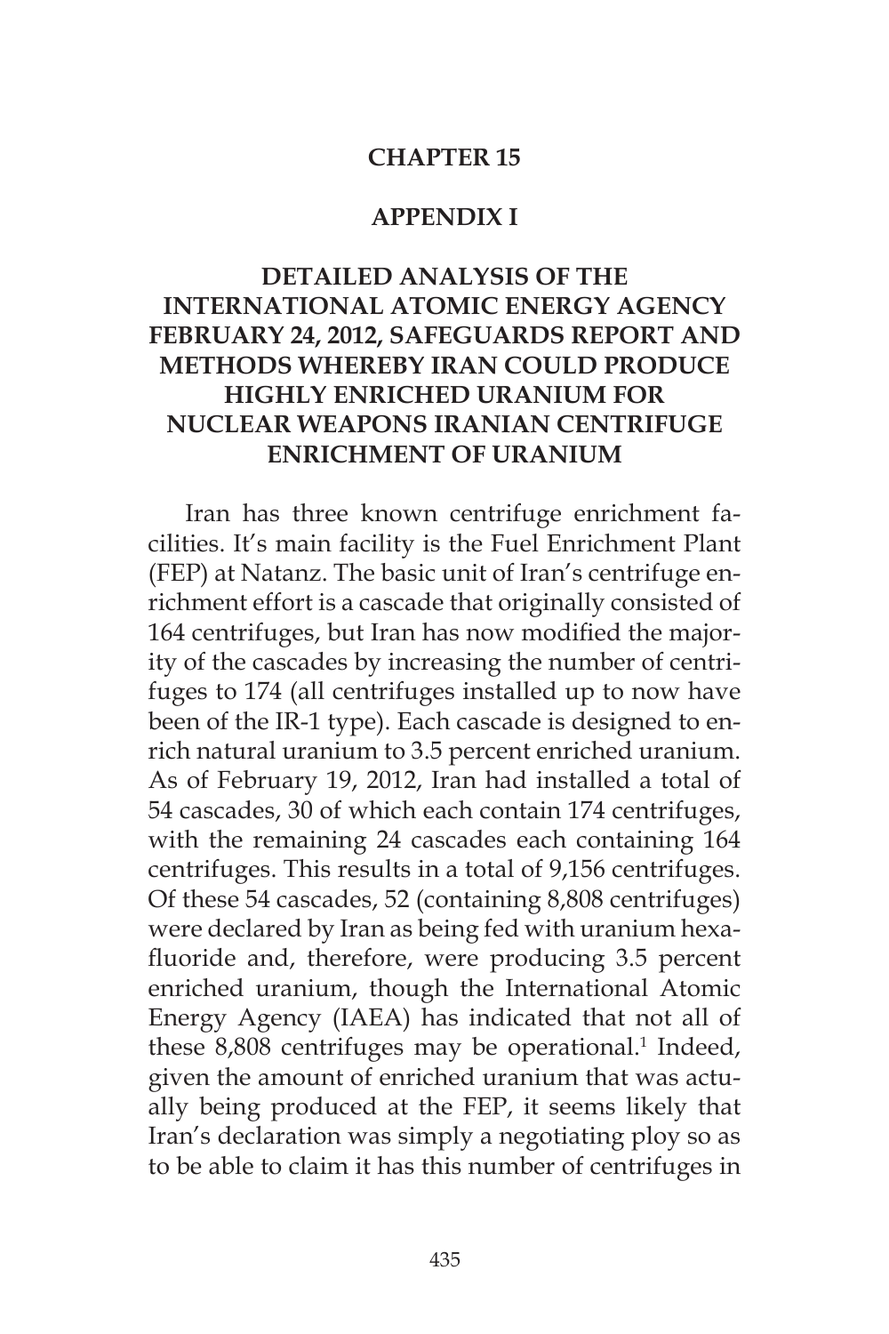# CHAPTER 15

## APPENDIX I

## DETAILED ANALYSIS OF THE INTERNATIONAL ATOMIC ENERGY AGENCY FEBRUARY 24, 2012, SAFEGUARDS REPORT AND METHODS WHEREBY IRAN COULD PRODUCE HIGHLY ENRICHED URANIUM FOR NUCLEAR WEAPONS IRANIAN CENTRIFUGE ENRICHMENT OF URANIUM

Iran has three known centrifuge enrichment facilities. It's main facility is the Fuel Enrichment Plant (FEP) at Natanz. The basic unit of Iran's centrifuge enrichment effort is a cascade that originally consisted of 164 centrifuges, but Iran has now modified the majority of the cascades by increasing the number of centrifuges to 174 (all centrifuges installed up to now have been of the IR-1 type). Each cascade is designed to enrich natural uranium to 3.5 percent enriched uranium. As of February 19, 2012, Iran had installed a total of 54 cascades, 30 of which each contain 174 centrifuges, with the remaining 24 cascades each containing 164 centrifuges. This results in a total of 9,156 centrifuges. Of these 54 cascades, 52 (containing 8,808 centrifuges) were declared by Iran as being fed with uranium hexafluoride and, therefore, were producing 3.5 percent enriched uranium, though the International Atomic Energy Agency (IAEA) has indicated that not all of these 8,808 centrifuges may be operational.[1] Indeed, given the amount of enriched uranium that was actually being produced at the FEP, it seems likely that Iran's declaration was simply a negotiating ploy so as to be able to claim it has this number of centrifuges in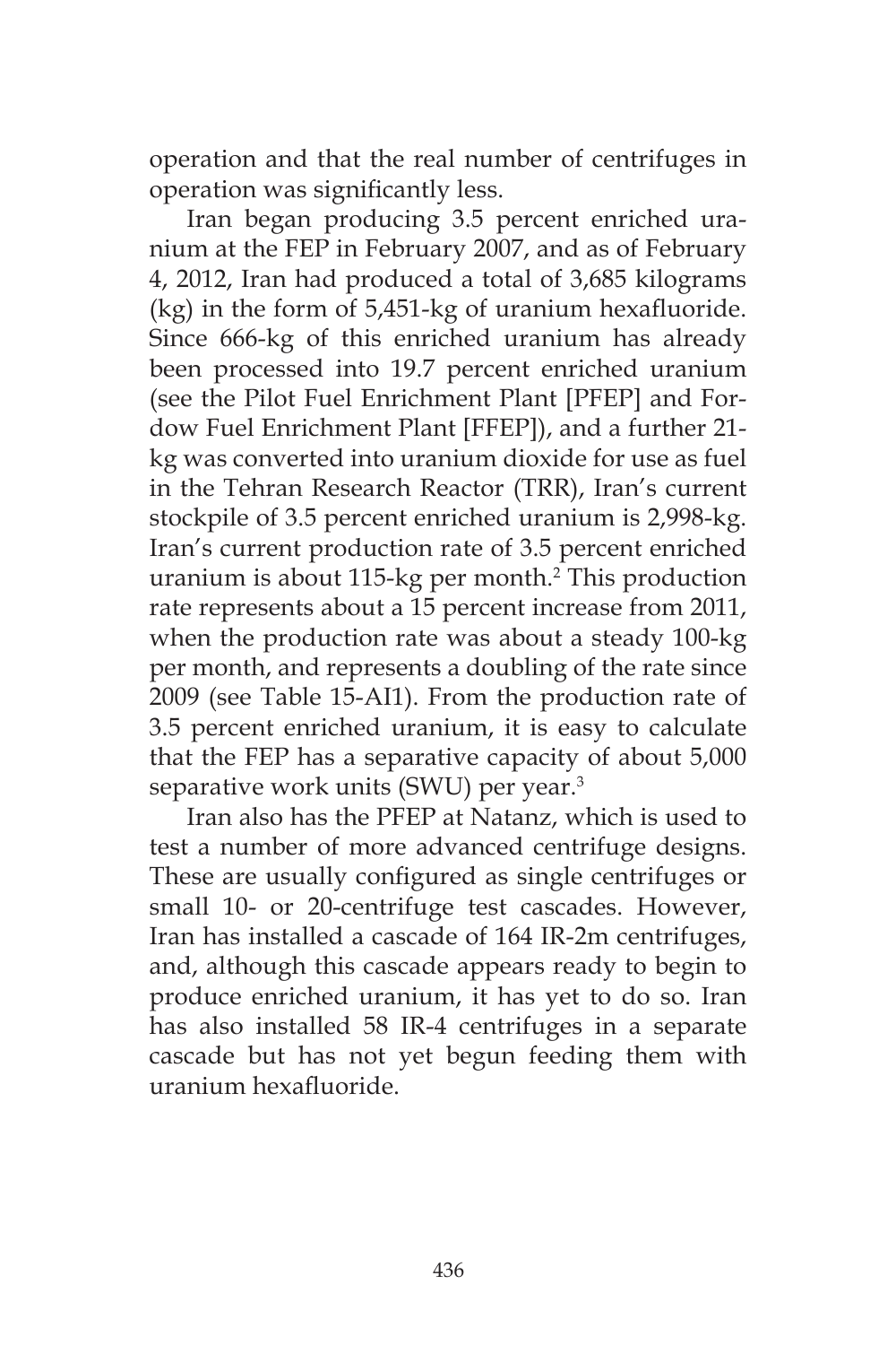operation and that the real number of centrifuges in operation was significantly less.

Iran began producing 3.5 percent enriched uranium at the FEP in February 2007, and as of February 4, 2012, Iran had produced a total of 3,685 kilograms (kg) in the form of 5,451-kg of uranium hexafluoride. Since 666-kg of this enriched uranium has already been processed into 19.7 percent enriched uranium (see the Pilot Fuel Enrichment Plant [PFEP] and Fordow Fuel Enrichment Plant [FFEP]), and a further 21-kg was converted into uranium dioxide for use as fuel in the Tehran Research Reactor (TRR), Iran's current stockpile of 3.5 percent enriched uranium is 2,998-kg. Iran's current production rate of 3.5 percent enriched uranium is about 115-kg per month.[2] This production rate represents about a 15 percent increase from 2011, when the production rate was about a steady 100-kg per month, and represents a doubling of the rate since 2009 (see Table 15-AI1). From the production rate of 3.5 percent enriched uranium, it is easy to calculate that the FEP has a separative capacity of about 5,000 separative work units (SWU) per year.[3]

Iran also has the PFEP at Natanz, which is used to test a number of more advanced centrifuge designs. These are usually configured as single centrifuges or small 10- or 20-centrifuge test cascades. However, Iran has installed a cascade of 164 IR-2m centrifuges, and, although this cascade appears ready to begin to produce enriched uranium, it has yet to do so. Iran has also installed 58 IR-4 centrifuges in a separate cascade but has not yet begun feeding them with uranium hexafluoride.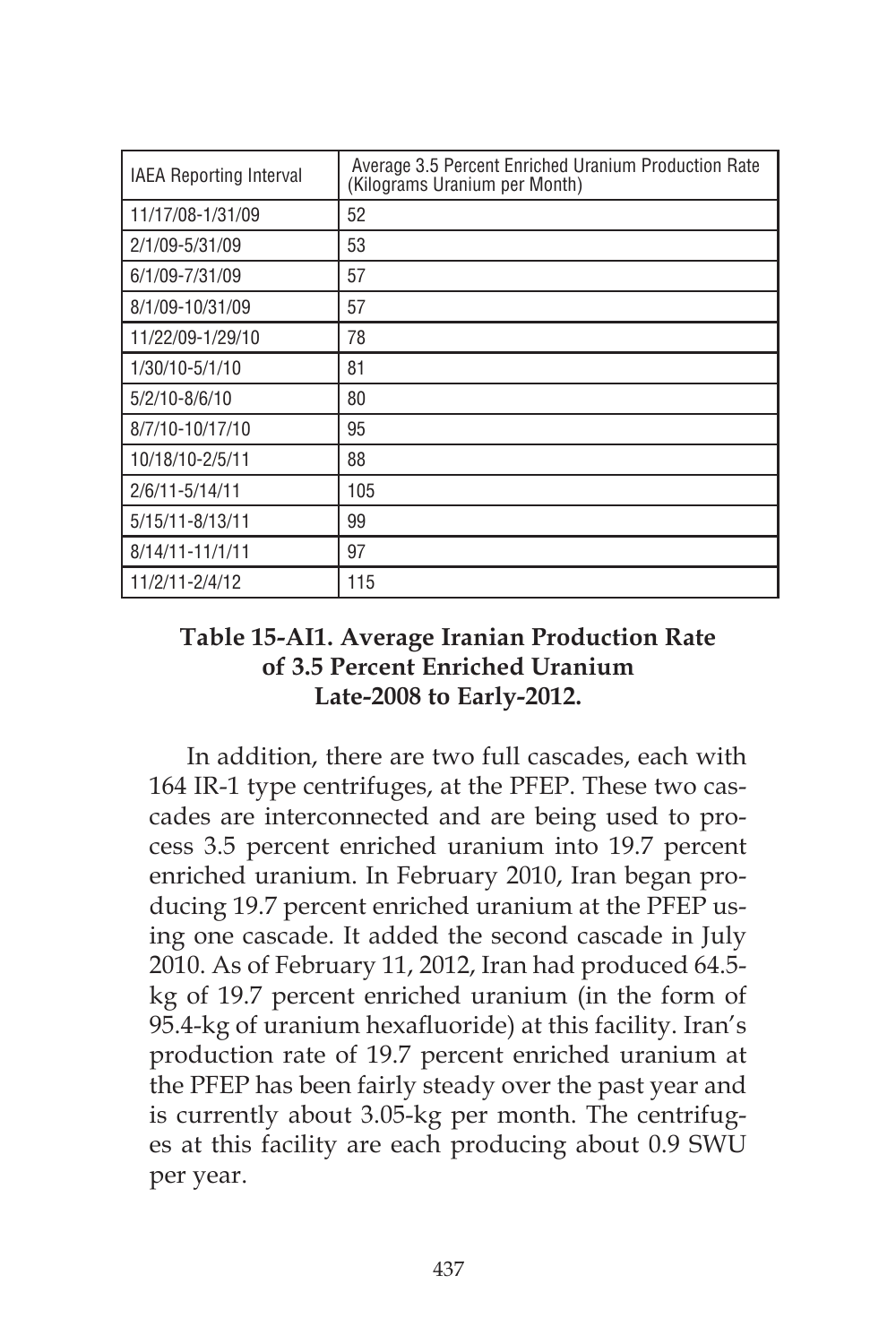| IAEA Reporting Interval | Average 3.5 Percent Enriched Uranium Production Rate (Kilograms Uranium per Month) |
|---|---|
| 11/17/08-1/31/09 | 52 |
| 2/1/09-5/31/09 | 53 |
| 6/1/09-7/31/09 | 57 |
| 8/1/09-10/31/09 | 57 |
| 11/22/09-1/29/10 | 78 |
| 1/30/10-5/1/10 | 81 |
| 5/2/10-8/6/10 | 80 |
| 8/7/10-10/17/10 | 95 |
| 10/18/10-2/5/11 | 88 |
| 2/6/11-5/14/11 | 105 |
| 5/15/11-8/13/11 | 99 |
| 8/14/11-11/1/11 | 97 |
| 11/2/11-2/4/12 | 115 |

**Table 15-AI1. Average Iranian Production Rate of 3.5 Percent Enriched Uranium Late-2008 to Early-2012.**

In addition, there are two full cascades, each with 164 IR-1 type centrifuges, at the PFEP. These two cascades are interconnected and are being used to process 3.5 percent enriched uranium into 19.7 percent enriched uranium. In February 2010, Iran began producing 19.7 percent enriched uranium at the PFEP using one cascade. It added the second cascade in July 2010. As of February 11, 2012, Iran had produced 64.5-kg of 19.7 percent enriched uranium (in the form of 95.4-kg of uranium hexafluoride) at this facility. Iran's production rate of 19.7 percent enriched uranium at the PFEP has been fairly steady over the past year and is currently about 3.05-kg per month. The centrifuges at this facility are each producing about 0.9 SWU per year.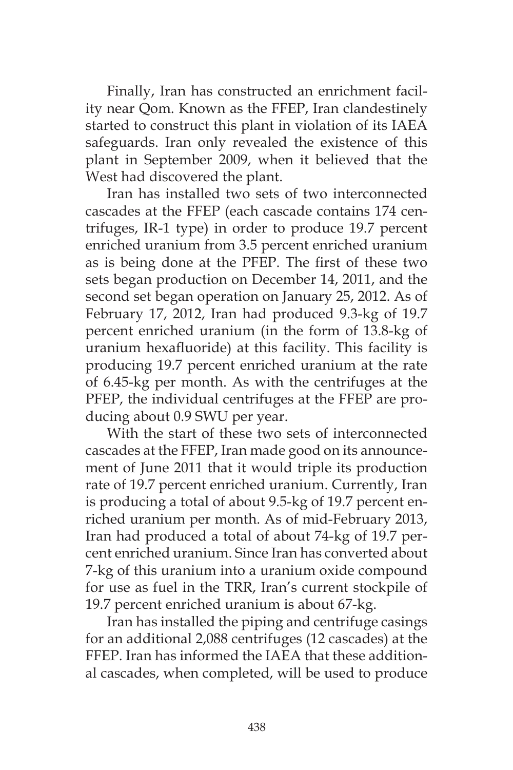Finally, Iran has constructed an enrichment facility near Qom. Known as the FFEP, Iran clandestinely started to construct this plant in violation of its IAEA safeguards. Iran only revealed the existence of this plant in September 2009, when it believed that the West had discovered the plant.

Iran has installed two sets of two interconnected cascades at the FFEP (each cascade contains 174 centrifuges, IR-1 type) in order to produce 19.7 percent enriched uranium from 3.5 percent enriched uranium as is being done at the PFEP. The first of these two sets began production on December 14, 2011, and the second set began operation on January 25, 2012. As of February 17, 2012, Iran had produced 9.3-kg of 19.7 percent enriched uranium (in the form of 13.8-kg of uranium hexafluoride) at this facility. This facility is producing 19.7 percent enriched uranium at the rate of 6.45-kg per month. As with the centrifuges at the PFEP, the individual centrifuges at the FFEP are producing about 0.9 SWU per year.

With the start of these two sets of interconnected cascades at the FFEP, Iran made good on its announcement of June 2011 that it would triple its production rate of 19.7 percent enriched uranium. Currently, Iran is producing a total of about 9.5-kg of 19.7 percent enriched uranium per month. As of mid-February 2013, Iran had produced a total of about 74-kg of 19.7 percent enriched uranium. Since Iran has converted about 7-kg of this uranium into a uranium oxide compound for use as fuel in the TRR, Iran's current stockpile of 19.7 percent enriched uranium is about 67-kg.

Iran has installed the piping and centrifuge casings for an additional 2,088 centrifuges (12 cascades) at the FFEP. Iran has informed the IAEA that these additional cascades, when completed, will be used to produce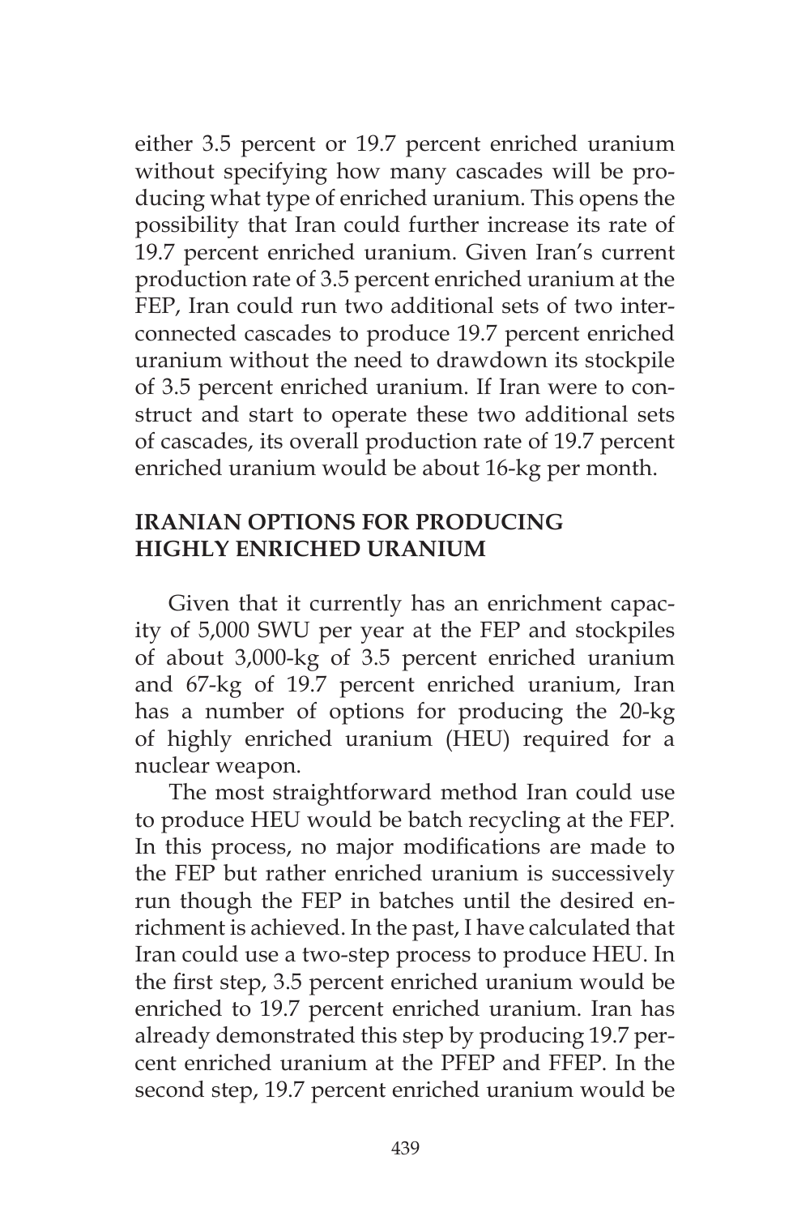either 3.5 percent or 19.7 percent enriched uranium without specifying how many cascades will be producing what type of enriched uranium. This opens the possibility that Iran could further increase its rate of 19.7 percent enriched uranium. Given Iran's current production rate of 3.5 percent enriched uranium at the FEP, Iran could run two additional sets of two interconnected cascades to produce 19.7 percent enriched uranium without the need to drawdown its stockpile of 3.5 percent enriched uranium. If Iran were to construct and start to operate these two additional sets of cascades, its overall production rate of 19.7 percent enriched uranium would be about 16-kg per month.

## IRANIAN OPTIONS FOR PRODUCING HIGHLY ENRICHED URANIUM

Given that it currently has an enrichment capacity of 5,000 SWU per year at the FEP and stockpiles of about 3,000-kg of 3.5 percent enriched uranium and 67-kg of 19.7 percent enriched uranium, Iran has a number of options for producing the 20-kg of highly enriched uranium (HEU) required for a nuclear weapon.

The most straightforward method Iran could use to produce HEU would be batch recycling at the FEP. In this process, no major modifications are made to the FEP but rather enriched uranium is successively run though the FEP in batches until the desired enrichment is achieved. In the past, I have calculated that Iran could use a two-step process to produce HEU. In the first step, 3.5 percent enriched uranium would be enriched to 19.7 percent enriched uranium. Iran has already demonstrated this step by producing 19.7 percent enriched uranium at the PFEP and FFEP. In the second step, 19.7 percent enriched uranium would be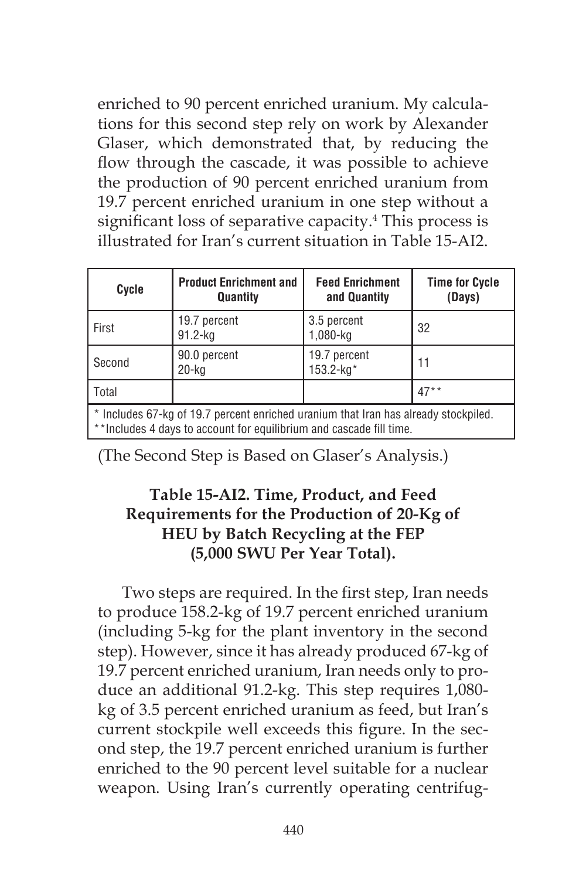enriched to 90 percent enriched uranium. My calculations for this second step rely on work by Alexander Glaser, which demonstrated that, by reducing the flow through the cascade, it was possible to achieve the production of 90 percent enriched uranium from 19.7 percent enriched uranium in one step without a significant loss of separative capacity.[4] This process is illustrated for Iran's current situation in Table 15-AI2.

| Cycle | Product Enrichment and Quantity | Feed Enrichment and Quantity | Time for Cycle (Days) |
|---|---|---|---|
| First | 19.7 percent 91.2-kg | 3.5 percent 1,080-kg | 32 |
| Second | 90.0 percent 20-kg | 19.7 percent 153.2-kg* | 11 |
| Total | | | 47** |

\* Includes 67-kg of 19.7 percent enriched uranium that Iran has already stockpiled.
\*\*Includes 4 days to account for equilibrium and cascade fill time.

(The Second Step is Based on Glaser's Analysis.)

**Table 15-AI2. Time, Product, and Feed Requirements for the Production of 20-Kg of HEU by Batch Recycling at the FEP (5,000 SWU Per Year Total).**

Two steps are required. In the first step, Iran needs to produce 158.2-kg of 19.7 percent enriched uranium (including 5-kg for the plant inventory in the second step). However, since it has already produced 67-kg of 19.7 percent enriched uranium, Iran needs only to produce an additional 91.2-kg. This step requires 1,080-kg of 3.5 percent enriched uranium as feed, but Iran's current stockpile well exceeds this figure. In the second step, the 19.7 percent enriched uranium is further enriched to the 90 percent level suitable for a nuclear weapon. Using Iran's currently operating centrifug-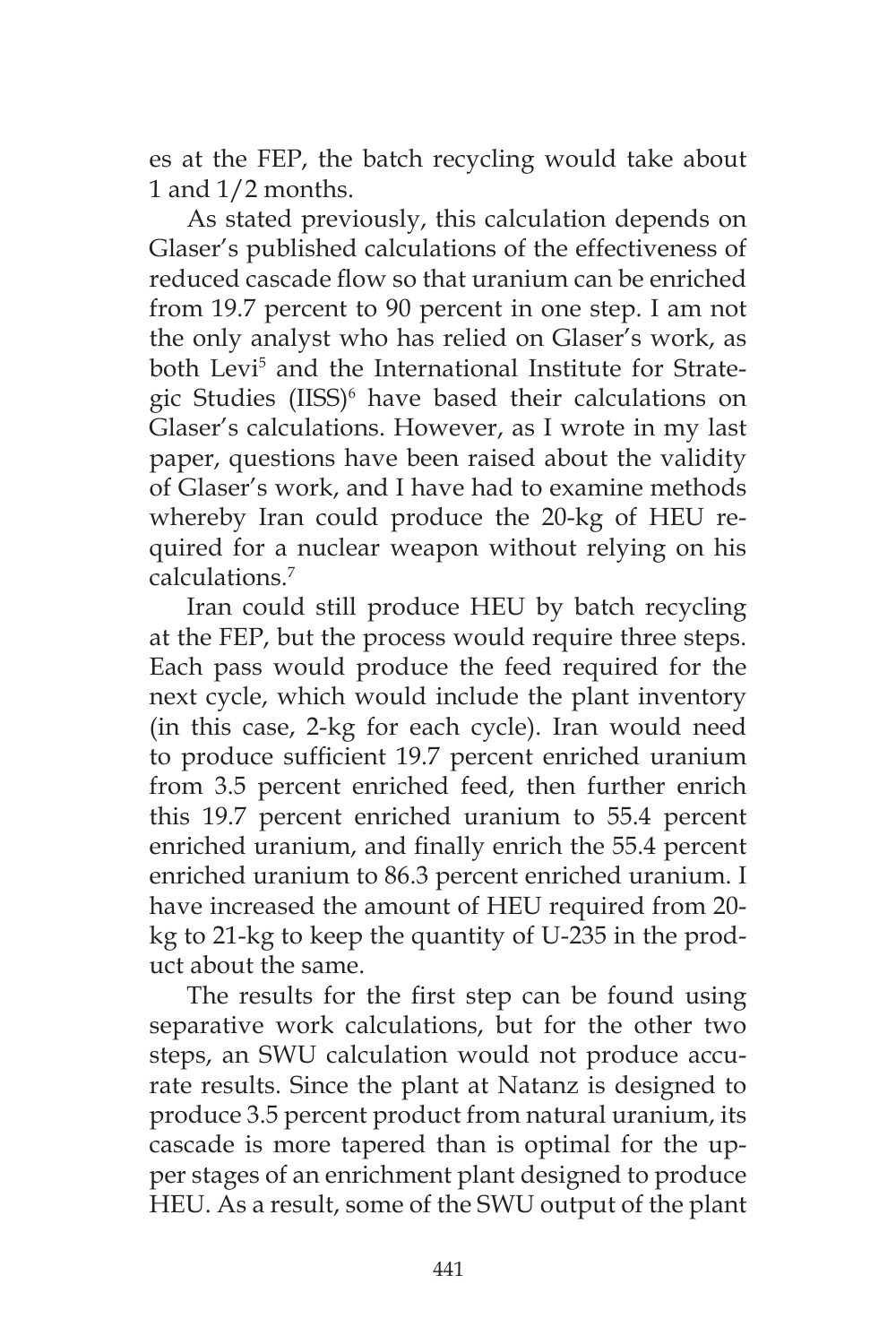es at the FEP, the batch recycling would take about 1 and 1/2 months.

As stated previously, this calculation depends on Glaser's published calculations of the effectiveness of reduced cascade flow so that uranium can be enriched from 19.7 percent to 90 percent in one step. I am not the only analyst who has relied on Glaser's work, as both Levi[5] and the International Institute for Strategic Studies (IISS)[6] have based their calculations on Glaser's calculations. However, as I wrote in my last paper, questions have been raised about the validity of Glaser's work, and I have had to examine methods whereby Iran could produce the 20-kg of HEU required for a nuclear weapon without relying on his calculations.[7]

Iran could still produce HEU by batch recycling at the FEP, but the process would require three steps. Each pass would produce the feed required for the next cycle, which would include the plant inventory (in this case, 2-kg for each cycle). Iran would need to produce sufficient 19.7 percent enriched uranium from 3.5 percent enriched feed, then further enrich this 19.7 percent enriched uranium to 55.4 percent enriched uranium, and finally enrich the 55.4 percent enriched uranium to 86.3 percent enriched uranium. I have increased the amount of HEU required from 20-kg to 21-kg to keep the quantity of U-235 in the product about the same.

The results for the first step can be found using separative work calculations, but for the other two steps, an SWU calculation would not produce accurate results. Since the plant at Natanz is designed to produce 3.5 percent product from natural uranium, its cascade is more tapered than is optimal for the upper stages of an enrichment plant designed to produce HEU. As a result, some of the SWU output of the plant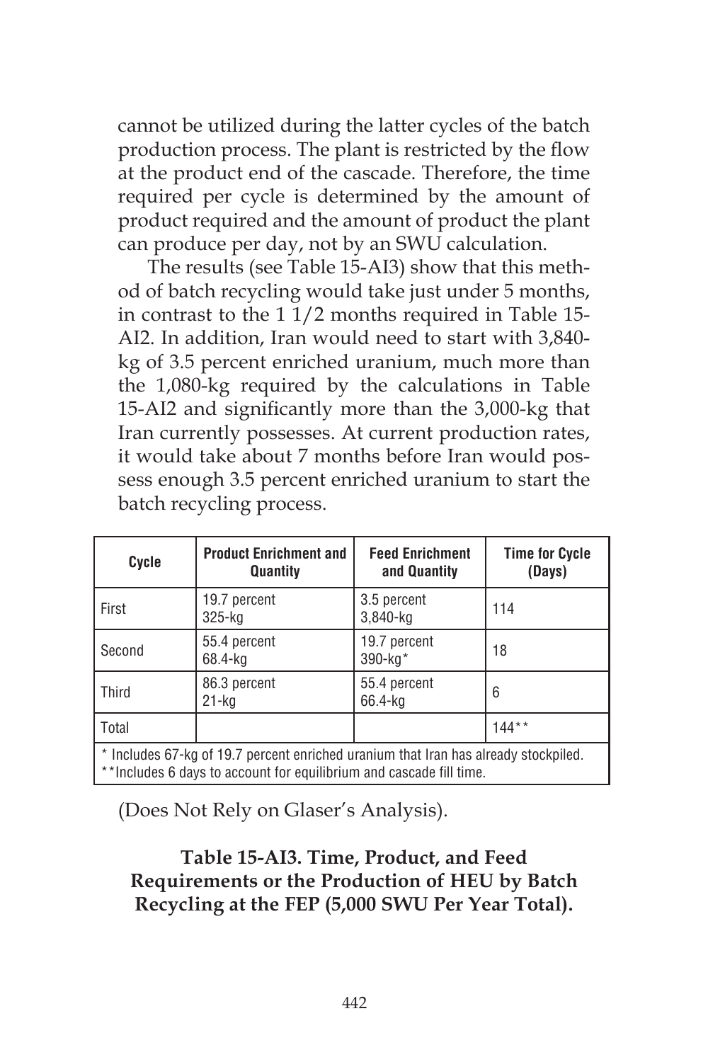cannot be utilized during the latter cycles of the batch production process. The plant is restricted by the flow at the product end of the cascade. Therefore, the time required per cycle is determined by the amount of product required and the amount of product the plant can produce per day, not by an SWU calculation.

The results (see Table 15-AI3) show that this method of batch recycling would take just under 5 months, in contrast to the 1 1/2 months required in Table 15-AI2. In addition, Iran would need to start with 3,840-kg of 3.5 percent enriched uranium, much more than the 1,080-kg required by the calculations in Table 15-AI2 and significantly more than the 3,000-kg that Iran currently possesses. At current production rates, it would take about 7 months before Iran would possess enough 3.5 percent enriched uranium to start the batch recycling process.

| Cycle | Product Enrichment and Quantity | Feed Enrichment and Quantity | Time for Cycle (Days) |
| --- | --- | --- | --- |
| First | 19.7 percent 325-kg | 3.5 percent 3,840-kg | 114 |
| Second | 55.4 percent 68.4-kg | 19.7 percent 390-kg* | 18 |
| Third | 86.3 percent 21-kg | 55.4 percent 66.4-kg | 6 |
| Total | | | 144** |

\* Includes 67-kg of 19.7 percent enriched uranium that Iran has already stockpiled.
\*\*Includes 6 days to account for equilibrium and cascade fill time.

(Does Not Rely on Glaser's Analysis).

**Table 15-AI3. Time, Product, and Feed Requirements or the Production of HEU by Batch Recycling at the FEP (5,000 SWU Per Year Total).**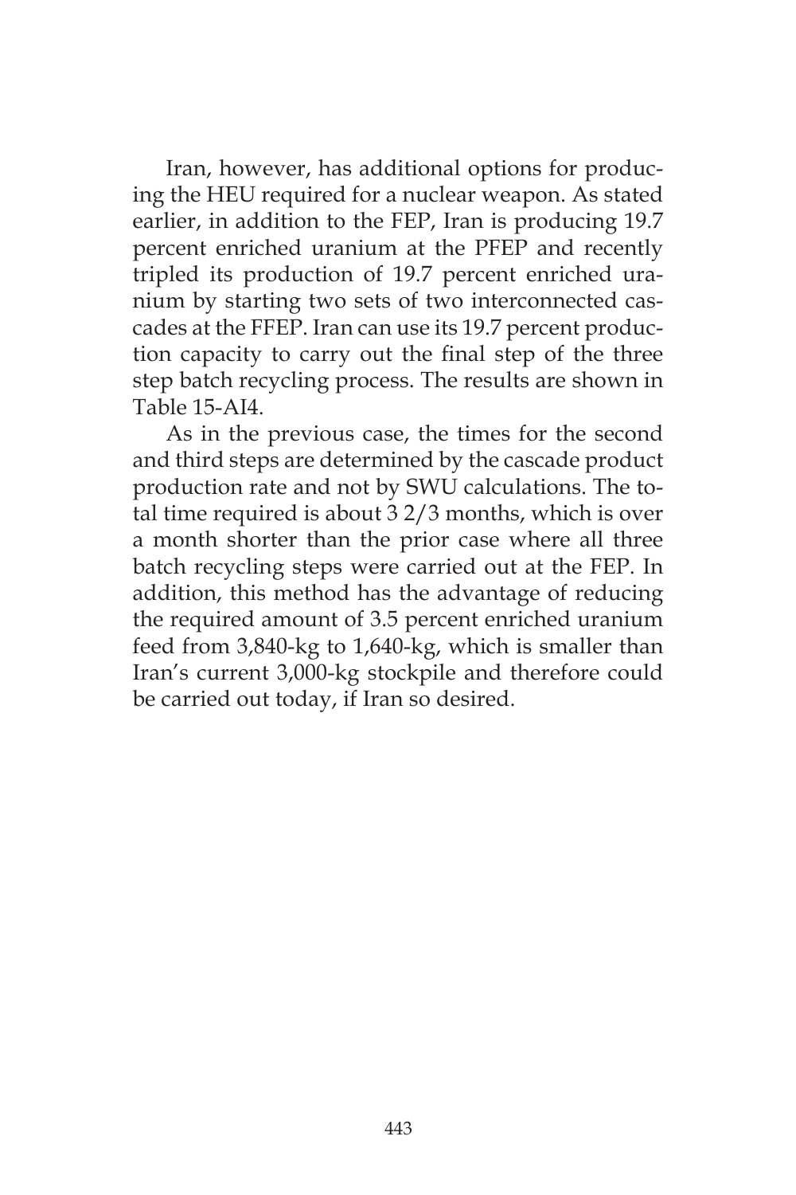Iran, however, has additional options for producing the HEU required for a nuclear weapon. As stated earlier, in addition to the FEP, Iran is producing 19.7 percent enriched uranium at the PFEP and recently tripled its production of 19.7 percent enriched uranium by starting two sets of two interconnected cascades at the FFEP. Iran can use its 19.7 percent production capacity to carry out the final step of the three step batch recycling process. The results are shown in Table 15-AI4.

As in the previous case, the times for the second and third steps are determined by the cascade product production rate and not by SWU calculations. The total time required is about 3 2/3 months, which is over a month shorter than the prior case where all three batch recycling steps were carried out at the FEP. In addition, this method has the advantage of reducing the required amount of 3.5 percent enriched uranium feed from 3,840-kg to 1,640-kg, which is smaller than Iran's current 3,000-kg stockpile and therefore could be carried out today, if Iran so desired.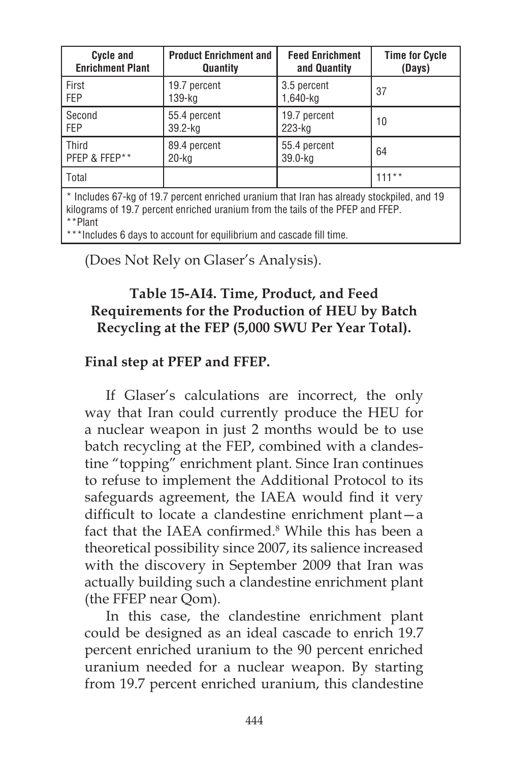| Cycle and Enrichment Plant | Product Enrichment and Quantity | Feed Enrichment and Quantity | Time for Cycle (Days) |
|---|---|---|---|
| First FEP | 19.7 percent 139-kg | 3.5 percent 1,640-kg | 37 |
| Second FEP | 55.4 percent 39.2-kg | 19.7 percent 223-kg | 10 |
| Third PFEP & FFEP** | 89.4 percent 20-kg | 55.4 percent 39.0-kg | 64 |
| Total | | | 111** |

\* Includes 67-kg of 19.7 percent enriched uranium that Iran has already stockpiled, and 19 kilograms of 19.7 percent enriched uranium from the tails of the PFEP and FFEP.
\*\*Plant
\*\*\*Includes 6 days to account for equilibrium and cascade fill time.

(Does Not Rely on Glaser's Analysis).

**Table 15-AI4. Time, Product, and Feed Requirements for the Production of HEU by Batch Recycling at the FEP (5,000 SWU Per Year Total).**

**Final step at PFEP and FFEP.**

If Glaser's calculations are incorrect, the only way that Iran could currently produce the HEU for a nuclear weapon in just 2 months would be to use batch recycling at the FEP, combined with a clandestine "topping" enrichment plant. Since Iran continues to refuse to implement the Additional Protocol to its safeguards agreement, the IAEA would find it very difficult to locate a clandestine enrichment plant—a fact that the IAEA confirmed.[8] While this has been a theoretical possibility since 2007, its salience increased with the discovery in September 2009 that Iran was actually building such a clandestine enrichment plant (the FFEP near Qom).

In this case, the clandestine enrichment plant could be designed as an ideal cascade to enrich 19.7 percent enriched uranium to the 90 percent enriched uranium needed for a nuclear weapon. By starting from 19.7 percent enriched uranium, this clandestine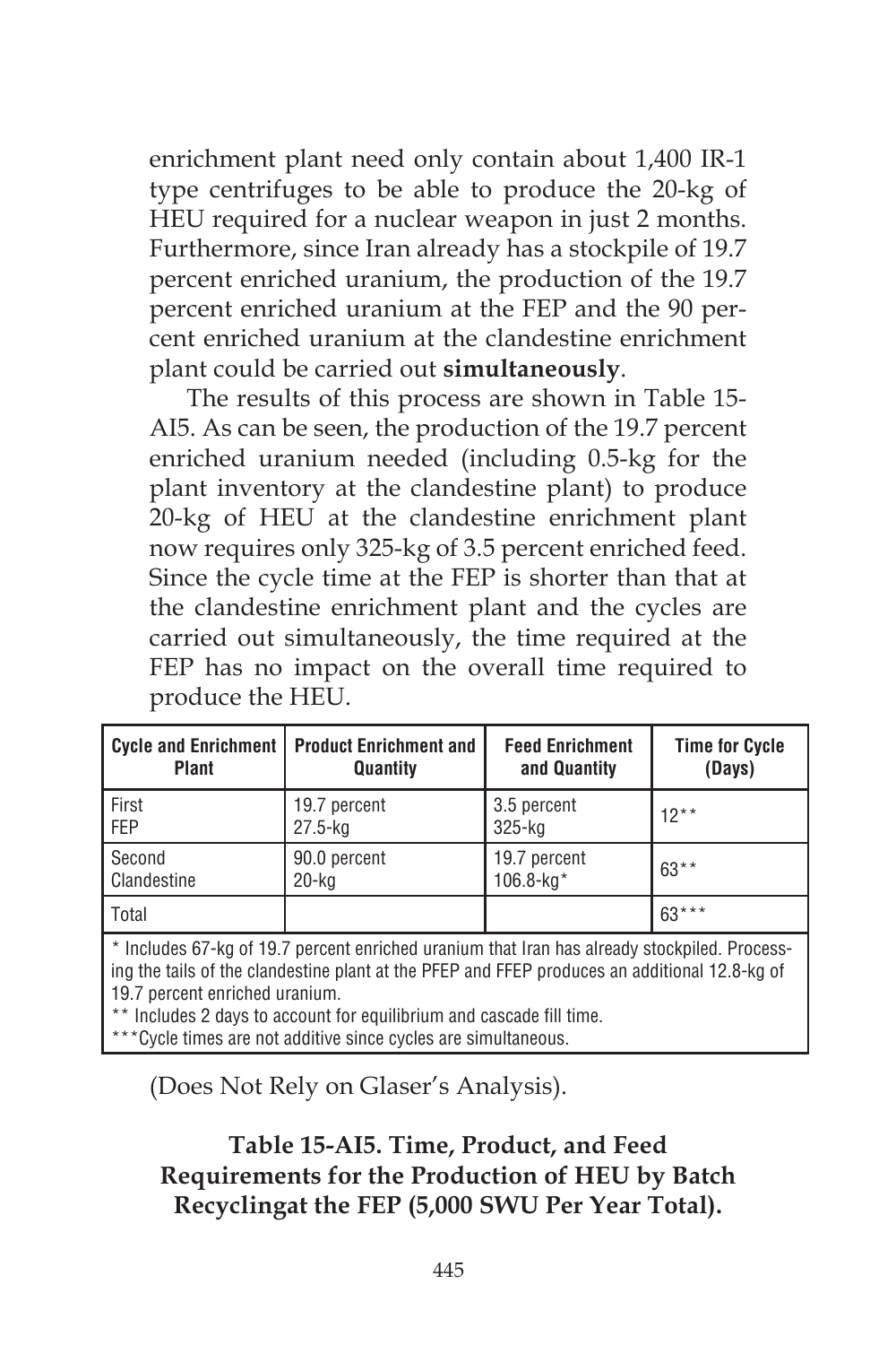enrichment plant need only contain about 1,400 IR-1 type centrifuges to be able to produce the 20-kg of HEU required for a nuclear weapon in just 2 months. Furthermore, since Iran already has a stockpile of 19.7 percent enriched uranium, the production of the 19.7 percent enriched uranium at the FEP and the 90 percent enriched uranium at the clandestine enrichment plant could be carried out **simultaneously**.

The results of this process are shown in Table 15-AI5. As can be seen, the production of the 19.7 percent enriched uranium needed (including 0.5-kg for the plant inventory at the clandestine plant) to produce 20-kg of HEU at the clandestine enrichment plant now requires only 325-kg of 3.5 percent enriched feed. Since the cycle time at the FEP is shorter than that at the clandestine enrichment plant and the cycles are carried out simultaneously, the time required at the FEP has no impact on the overall time required to produce the HEU.

| Cycle and Enrichment Plant | Product Enrichment and Quantity | Feed Enrichment and Quantity | Time for Cycle (Days) |
|---|---|---|---|
| First<br>FEP | 19.7 percent<br>27.5-kg | 3.5 percent<br>325-kg | 12** |
| Second<br>Clandestine | 90.0 percent<br>20-kg | 19.7 percent<br>106.8-kg* | 63** |
| Total | | | 63*** |

\* Includes 67-kg of 19.7 percent enriched uranium that Iran has already stockpiled. Processing the tails of the clandestine plant at the PFEP and FFEP produces an additional 12.8-kg of 19.7 percent enriched uranium.
** Includes 2 days to account for equilibrium and cascade fill time.
***Cycle times are not additive since cycles are simultaneous.

(Does Not Rely on Glaser's Analysis).

**Table 15-AI5. Time, Product, and Feed Requirements for the Production of HEU by Batch Recyclingat the FEP (5,000 SWU Per Year Total).**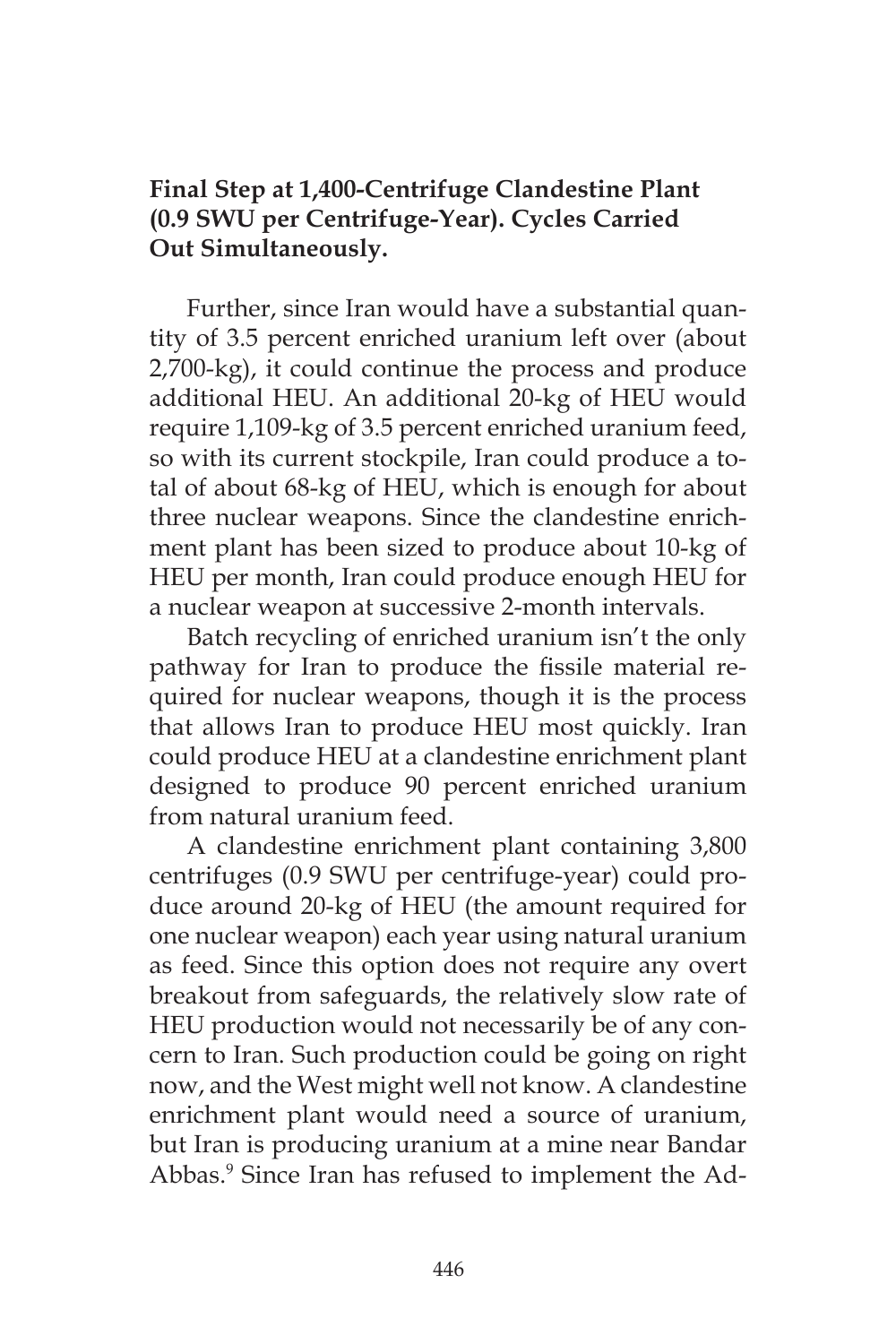**Final Step at 1,400-Centrifuge Clandestine Plant (0.9 SWU per Centrifuge-Year). Cycles Carried Out Simultaneously.**

Further, since Iran would have a substantial quantity of 3.5 percent enriched uranium left over (about 2,700-kg), it could continue the process and produce additional HEU. An additional 20-kg of HEU would require 1,109-kg of 3.5 percent enriched uranium feed, so with its current stockpile, Iran could produce a total of about 68-kg of HEU, which is enough for about three nuclear weapons. Since the clandestine enrichment plant has been sized to produce about 10-kg of HEU per month, Iran could produce enough HEU for a nuclear weapon at successive 2-month intervals.

Batch recycling of enriched uranium isn't the only pathway for Iran to produce the fissile material required for nuclear weapons, though it is the process that allows Iran to produce HEU most quickly. Iran could produce HEU at a clandestine enrichment plant designed to produce 90 percent enriched uranium from natural uranium feed.

A clandestine enrichment plant containing 3,800 centrifuges (0.9 SWU per centrifuge-year) could produce around 20-kg of HEU (the amount required for one nuclear weapon) each year using natural uranium as feed. Since this option does not require any overt breakout from safeguards, the relatively slow rate of HEU production would not necessarily be of any concern to Iran. Such production could be going on right now, and the West might well not know. A clandestine enrichment plant would need a source of uranium, but Iran is producing uranium at a mine near Bandar Abbas.[9] Since Iran has refused to implement the Ad-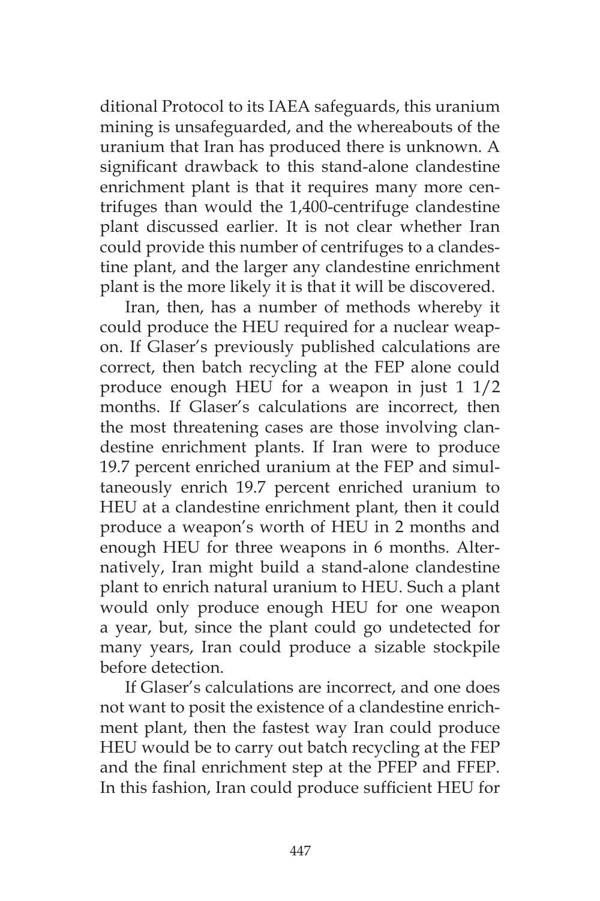ditional Protocol to its IAEA safeguards, this uranium mining is unsafeguarded, and the whereabouts of the uranium that Iran has produced there is unknown. A significant drawback to this stand-alone clandestine enrichment plant is that it requires many more centrifuges than would the 1,400-centrifuge clandestine plant discussed earlier. It is not clear whether Iran could provide this number of centrifuges to a clandestine plant, and the larger any clandestine enrichment plant is the more likely it is that it will be discovered.

Iran, then, has a number of methods whereby it could produce the HEU required for a nuclear weapon. If Glaser's previously published calculations are correct, then batch recycling at the FEP alone could produce enough HEU for a weapon in just 1 1/2 months. If Glaser's calculations are incorrect, then the most threatening cases are those involving clandestine enrichment plants. If Iran were to produce 19.7 percent enriched uranium at the FEP and simultaneously enrich 19.7 percent enriched uranium to HEU at a clandestine enrichment plant, then it could produce a weapon's worth of HEU in 2 months and enough HEU for three weapons in 6 months. Alternatively, Iran might build a stand-alone clandestine plant to enrich natural uranium to HEU. Such a plant would only produce enough HEU for one weapon a year, but, since the plant could go undetected for many years, Iran could produce a sizable stockpile before detection.

If Glaser's calculations are incorrect, and one does not want to posit the existence of a clandestine enrichment plant, then the fastest way Iran could produce HEU would be to carry out batch recycling at the FEP and the final enrichment step at the PFEP and FFEP. In this fashion, Iran could produce sufficient HEU for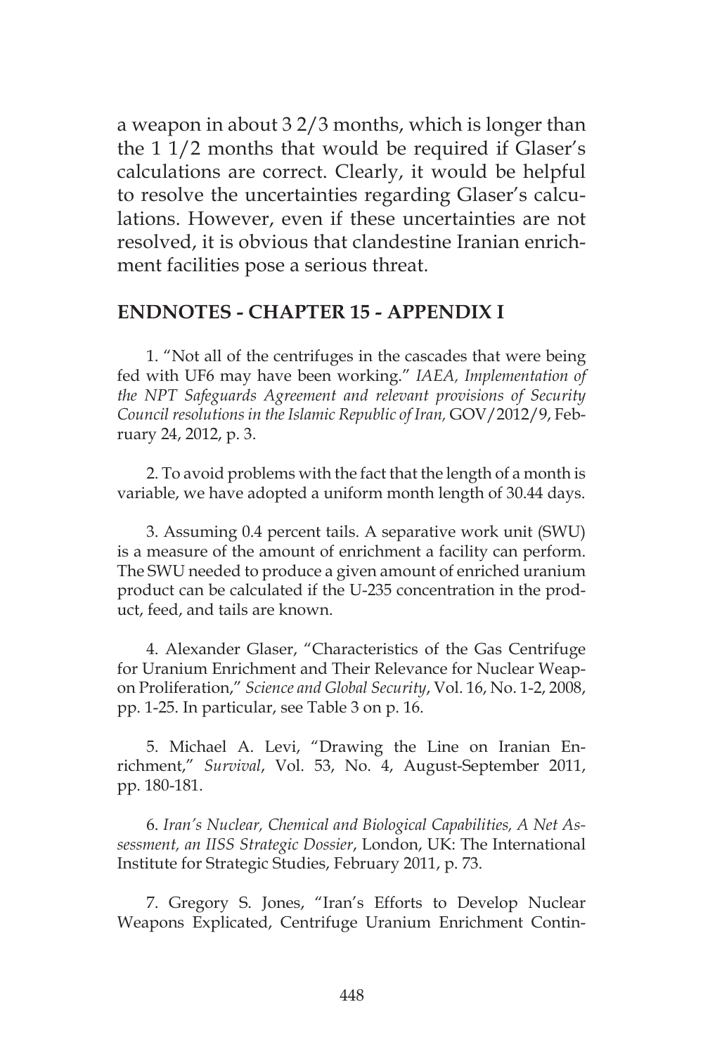a weapon in about 3 2/3 months, which is longer than the 1 1/2 months that would be required if Glaser's calculations are correct. Clearly, it would be helpful to resolve the uncertainties regarding Glaser's calculations. However, even if these uncertainties are not resolved, it is obvious that clandestine Iranian enrichment facilities pose a serious threat.

## ENDNOTES - CHAPTER 15 - APPENDIX I

1. "Not all of the centrifuges in the cascades that were being fed with UF6 may have been working." *IAEA, Implementation of the NPT Safeguards Agreement and relevant provisions of Security Council resolutions in the Islamic Republic of Iran,* GOV/2012/9, February 24, 2012, p. 3.

2. To avoid problems with the fact that the length of a month is variable, we have adopted a uniform month length of 30.44 days.

3. Assuming 0.4 percent tails. A separative work unit (SWU) is a measure of the amount of enrichment a facility can perform. The SWU needed to produce a given amount of enriched uranium product can be calculated if the U-235 concentration in the product, feed, and tails are known.

4. Alexander Glaser, "Characteristics of the Gas Centrifuge for Uranium Enrichment and Their Relevance for Nuclear Weapon Proliferation," *Science and Global Security*, Vol. 16, No. 1-2, 2008, pp. 1-25. In particular, see Table 3 on p. 16.

5. Michael A. Levi, "Drawing the Line on Iranian Enrichment," *Survival*, Vol. 53, No. 4, August-September 2011, pp. 180-181.

6. *Iran's Nuclear, Chemical and Biological Capabilities, A Net Assessment, an IISS Strategic Dossier*, London, UK: The International Institute for Strategic Studies, February 2011, p. 73.

7. Gregory S. Jones, "Iran's Efforts to Develop Nuclear Weapons Explicated, Centrifuge Uranium Enrichment Contin-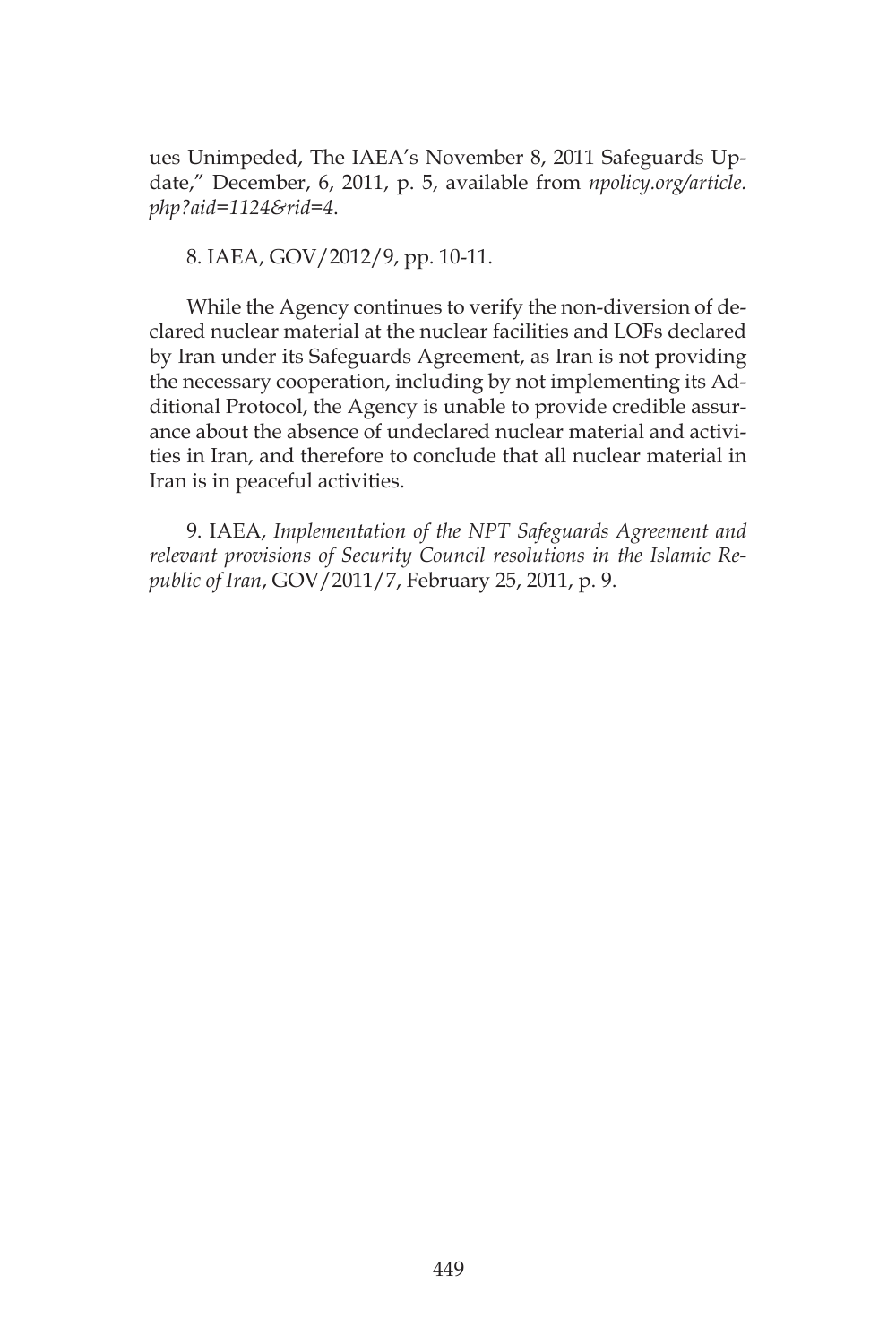ues Unimpeded, The IAEA's November 8, 2011 Safeguards Update," December, 6, 2011, p. 5, available from *npolicy.org/article.php?aid=1124&rid=4*.

8. IAEA, GOV/2012/9, pp. 10-11.

While the Agency continues to verify the non-diversion of declared nuclear material at the nuclear facilities and LOFs declared by Iran under its Safeguards Agreement, as Iran is not providing the necessary cooperation, including by not implementing its Additional Protocol, the Agency is unable to provide credible assurance about the absence of undeclared nuclear material and activities in Iran, and therefore to conclude that all nuclear material in Iran is in peaceful activities.

9. IAEA, *Implementation of the NPT Safeguards Agreement and relevant provisions of Security Council resolutions in the Islamic Republic of Iran*, GOV/2011/7, February 25, 2011, p. 9.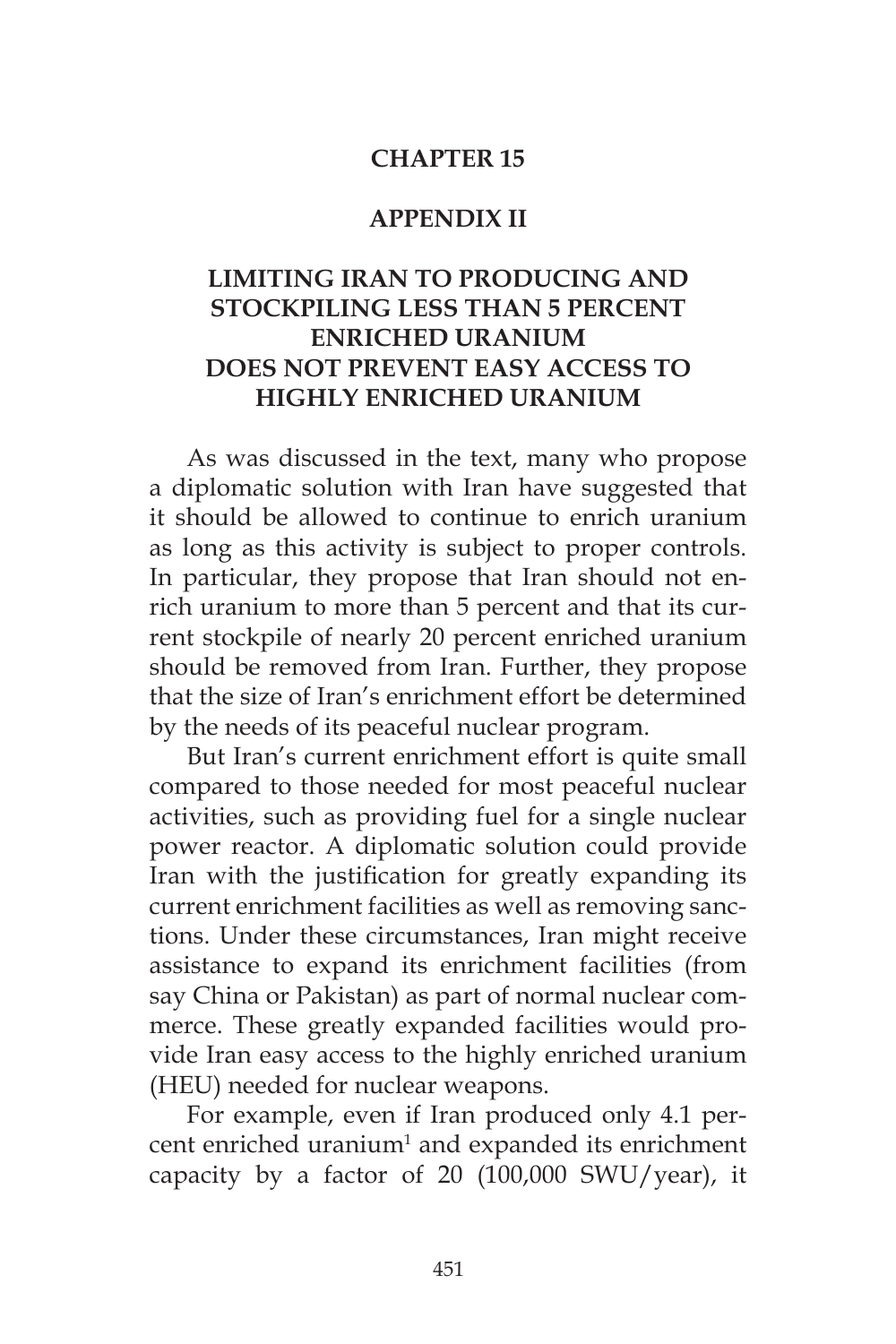# CHAPTER 15

## APPENDIX II

## LIMITING IRAN TO PRODUCING AND STOCKPILING LESS THAN 5 PERCENT ENRICHED URANIUM DOES NOT PREVENT EASY ACCESS TO HIGHLY ENRICHED URANIUM

As was discussed in the text, many who propose a diplomatic solution with Iran have suggested that it should be allowed to continue to enrich uranium as long as this activity is subject to proper controls. In particular, they propose that Iran should not enrich uranium to more than 5 percent and that its current stockpile of nearly 20 percent enriched uranium should be removed from Iran. Further, they propose that the size of Iran's enrichment effort be determined by the needs of its peaceful nuclear program.

But Iran's current enrichment effort is quite small compared to those needed for most peaceful nuclear activities, such as providing fuel for a single nuclear power reactor. A diplomatic solution could provide Iran with the justification for greatly expanding its current enrichment facilities as well as removing sanctions. Under these circumstances, Iran might receive assistance to expand its enrichment facilities (from say China or Pakistan) as part of normal nuclear commerce. These greatly expanded facilities would provide Iran easy access to the highly enriched uranium (HEU) needed for nuclear weapons.

For example, even if Iran produced only 4.1 percent enriched uranium[1] and expanded its enrichment capacity by a factor of 20 (100,000 SWU/year), it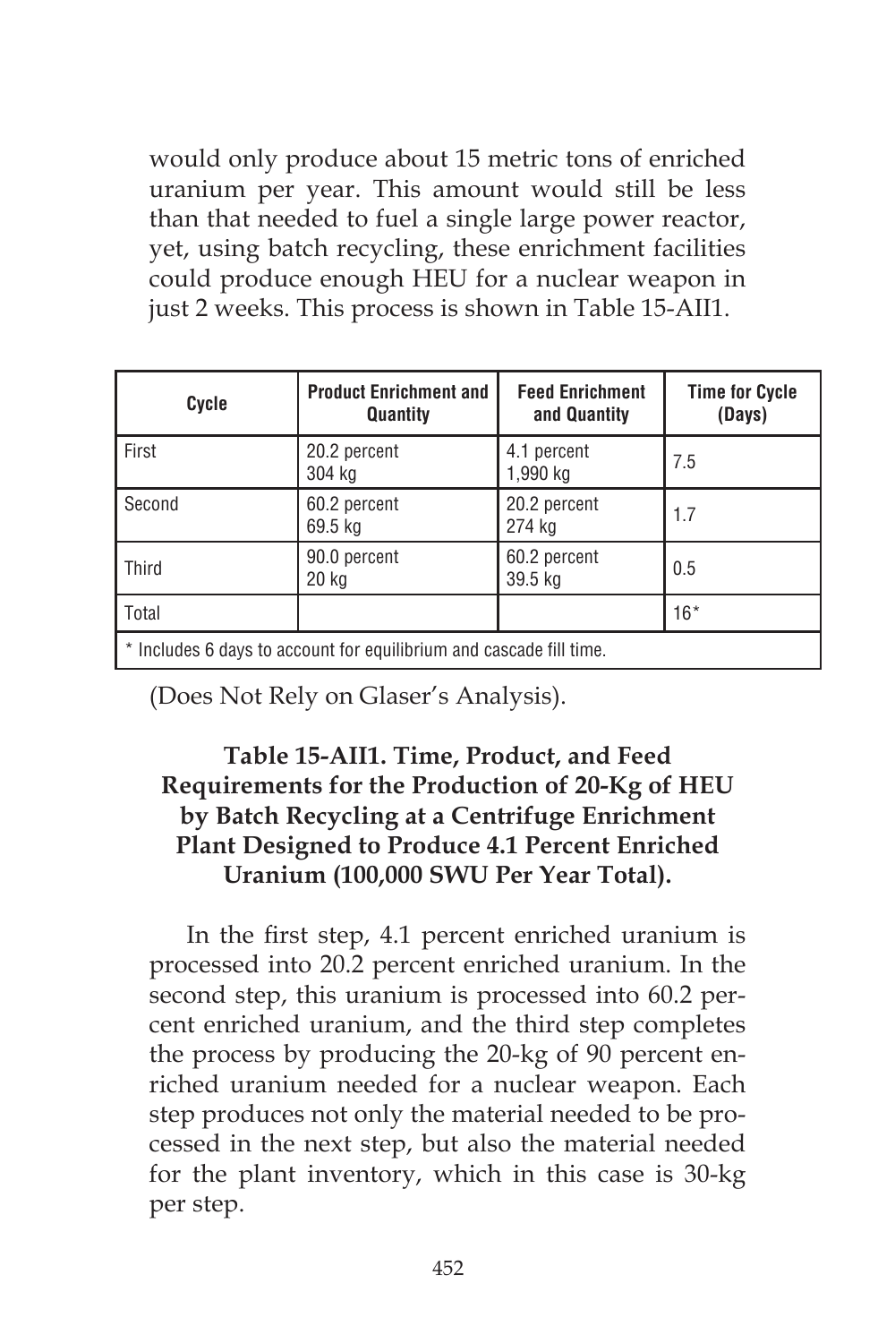would only produce about 15 metric tons of enriched uranium per year. This amount would still be less than that needed to fuel a single large power reactor, yet, using batch recycling, these enrichment facilities could produce enough HEU for a nuclear weapon in just 2 weeks. This process is shown in Table 15-AII1.

| Cycle | Product Enrichment and Quantity | Feed Enrichment and Quantity | Time for Cycle (Days) |
|---|---|---|---|
| First | 20.2 percent 304 kg | 4.1 percent 1,990 kg | 7.5 |
| Second | 60.2 percent 69.5 kg | 20.2 percent 274 kg | 1.7 |
| Third | 90.0 percent 20 kg | 60.2 percent 39.5 kg | 0.5 |
| Total | | | 16* |

\* Includes 6 days to account for equilibrium and cascade fill time.

(Does Not Rely on Glaser's Analysis).

**Table 15-AII1. Time, Product, and Feed Requirements for the Production of 20-Kg of HEU by Batch Recycling at a Centrifuge Enrichment Plant Designed to Produce 4.1 Percent Enriched Uranium (100,000 SWU Per Year Total).**

In the first step, 4.1 percent enriched uranium is processed into 20.2 percent enriched uranium. In the second step, this uranium is processed into 60.2 percent enriched uranium, and the third step completes the process by producing the 20-kg of 90 percent enriched uranium needed for a nuclear weapon. Each step produces not only the material needed to be processed in the next step, but also the material needed for the plant inventory, which in this case is 30-kg per step.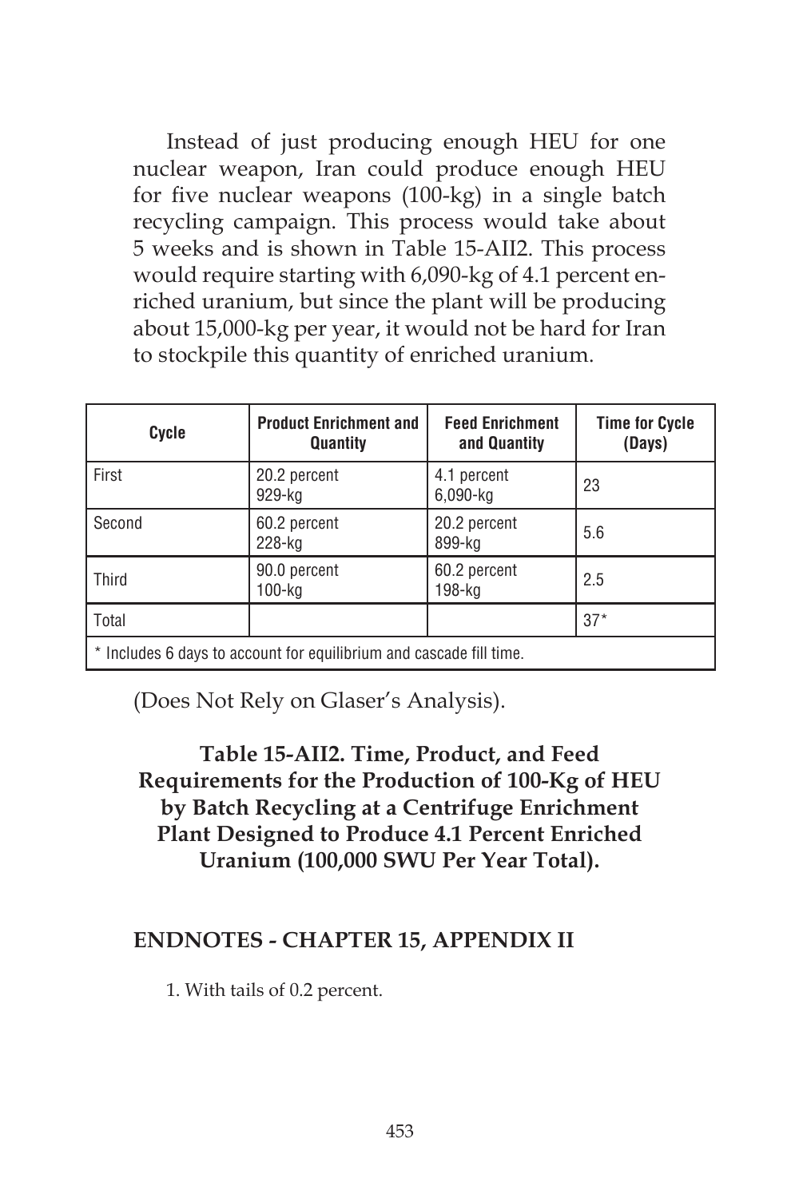Instead of just producing enough HEU for one nuclear weapon, Iran could produce enough HEU for five nuclear weapons (100-kg) in a single batch recycling campaign. This process would take about 5 weeks and is shown in Table 15-AII2. This process would require starting with 6,090-kg of 4.1 percent enriched uranium, but since the plant will be producing about 15,000-kg per year, it would not be hard for Iran to stockpile this quantity of enriched uranium.

| Cycle | Product Enrichment and Quantity | Feed Enrichment and Quantity | Time for Cycle (Days) |
|---|---|---|---|
| First | 20.2 percent 929-kg | 4.1 percent 6,090-kg | 23 |
| Second | 60.2 percent 228-kg | 20.2 percent 899-kg | 5.6 |
| Third | 90.0 percent 100-kg | 60.2 percent 198-kg | 2.5 |
| Total | | | 37* |
| * Includes 6 days to account for equilibrium and cascade fill time. | | | |

(Does Not Rely on Glaser's Analysis).

**Table 15-AII2. Time, Product, and Feed Requirements for the Production of 100-Kg of HEU by Batch Recycling at a Centrifuge Enrichment Plant Designed to Produce 4.1 Percent Enriched Uranium (100,000 SWU Per Year Total).**

## ENDNOTES - CHAPTER 15, APPENDIX II

1. With tails of 0.2 percent.